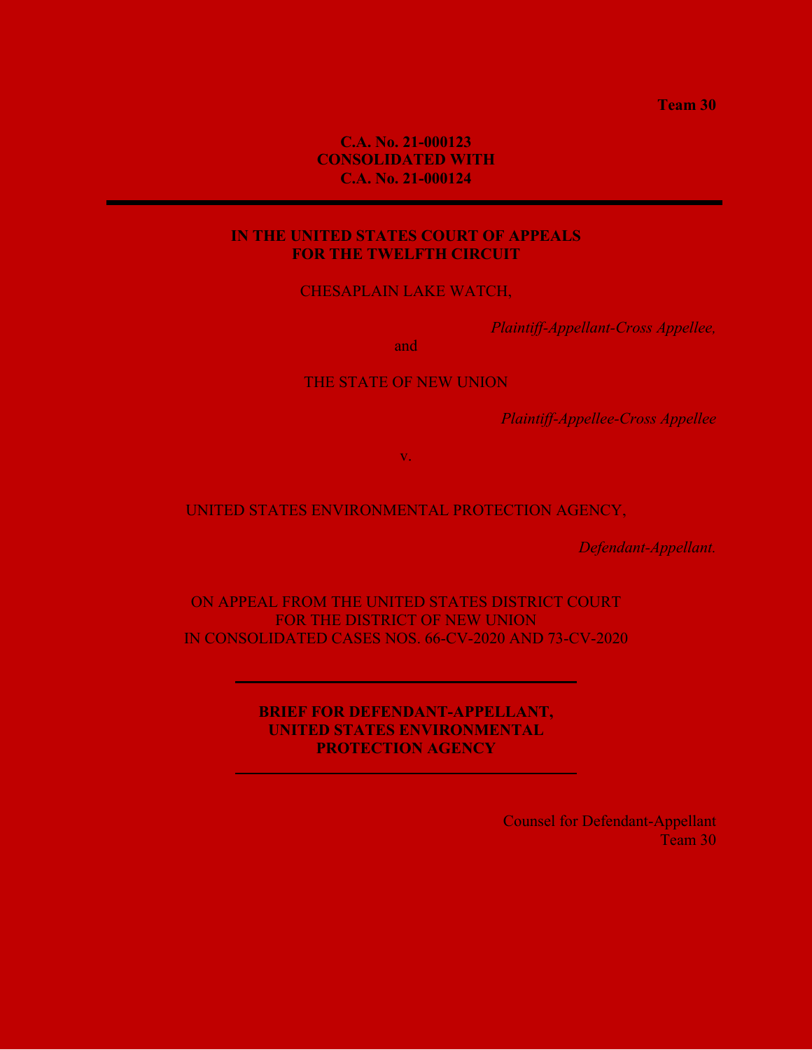**Team 30**

**C.A. No. 21-000123**
**CONSOLIDATED WITH**
**C.A. No. 21-000124**

---

**IN THE UNITED STATES COURT OF APPEALS**
**FOR THE TWELFTH CIRCUIT**

CHESAPLAIN LAKE WATCH,

*Plaintiff-Appellant-Cross Appellee,*

and

THE STATE OF NEW UNION

*Plaintiff-Appellee-Cross Appellee*

v.

UNITED STATES ENVIRONMENTAL PROTECTION AGENCY,

*Defendant-Appellant.*

ON APPEAL FROM THE UNITED STATES DISTRICT COURT
FOR THE DISTRICT OF NEW UNION
IN CONSOLIDATED CASES NOS. 66-CV-2020 AND 73-CV-2020

---

**BRIEF FOR DEFENDANT-APPELLANT,**
**UNITED STATES ENVIRONMENTAL**
**PROTECTION AGENCY**

---

Counsel for Defendant-Appellant
Team 30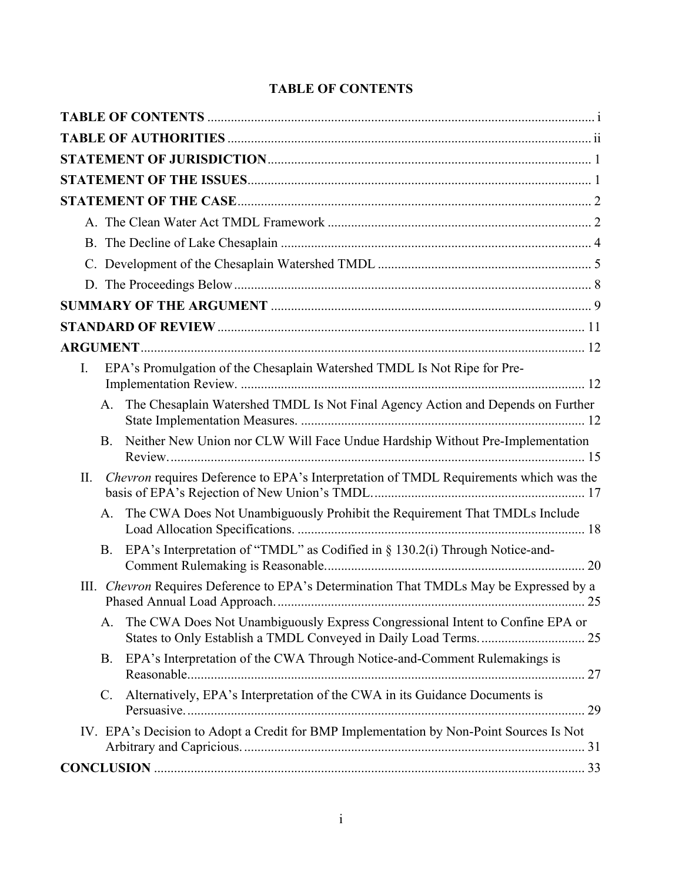# TABLE OF CONTENTS

**TABLE OF CONTENTS** ........................................................................................................ i

**TABLE OF AUTHORITIES** ................................................................................................ ii

**STATEMENT OF JURISDICTION** ..................................................................................... 1

**STATEMENT OF THE ISSUES** .......................................................................................... 1

**STATEMENT OF THE CASE** ............................................................................................. 2

- A. The Clean Water Act TMDL Framework ............................................................................ 2
- B. The Decline of Lake Chesaplain .......................................................................................... 4
- C. Development of the Chesaplain Watershed TMDL ............................................................. 5
- D. The Proceedings Below ........................................................................................................ 8

**SUMMARY OF THE ARGUMENT** ..................................................................................... 9

**STANDARD OF REVIEW** ................................................................................................... 11

**ARGUMENT** ......................................................................................................................... 12

- I. EPA's Promulgation of the Chesaplain Watershed TMDL Is Not Ripe for Pre-Implementation Review. ........................................................................................................ 12
  - A. The Chesaplain Watershed TMDL Is Not Final Agency Action and Depends on Further State Implementation Measures. ..................................................................................... 12
  - B. Neither New Union nor CLW Will Face Undue Hardship Without Pre-Implementation Review. ............................................................................................................................. 15
- II. *Chevron* requires Deference to EPA's Interpretation of TMDL Requirements which was the basis of EPA's Rejection of New Union's TMDL. ................................................................ 17
  - A. The CWA Does Not Unambiguously Prohibit the Requirement That TMDLs Include Load Allocation Specifications. ......................................................................................... 18
  - B. EPA's Interpretation of "TMDL" as Codified in § 130.2(i) Through Notice-and-Comment Rulemaking is Reasonable. ............................................................................... 20
- III. *Chevron* Requires Deference to EPA's Determination That TMDLs May be Expressed by a Phased Annual Load Approach. ........................................................................................... 25
  - A. The CWA Does Not Unambiguously Express Congressional Intent to Confine EPA or States to Only Establish a TMDL Conveyed in Daily Load Terms. ............................... 25
  - B. EPA's Interpretation of the CWA Through Notice-and-Comment Rulemakings is Reasonable. ....................................................................................................................... 27
  - C. Alternatively, EPA's Interpretation of the CWA in its Guidance Documents is Persuasive. ......................................................................................................................... 29
- IV. EPA's Decision to Adopt a Credit for BMP Implementation by Non-Point Sources Is Not Arbitrary and Capricious. ...................................................................................................... 31

**CONCLUSION** ...................................................................................................................... 33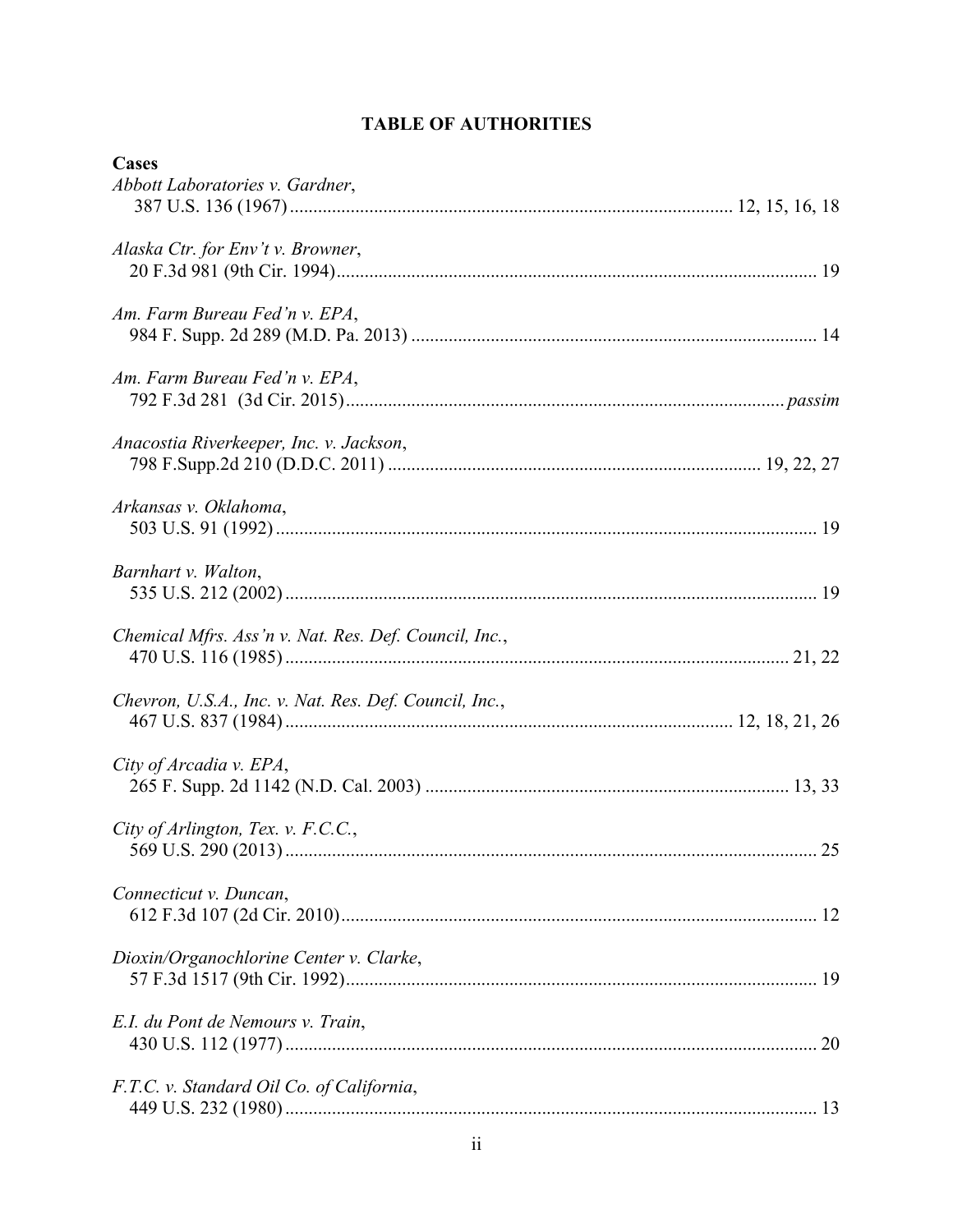# TABLE OF AUTHORITIES

**Cases**

*Abbott Laboratories v. Gardner*,
387 U.S. 136 (1967) .......... 12, 15, 16, 18

*Alaska Ctr. for Env't v. Browner*,
20 F.3d 981 (9th Cir. 1994) .......... 19

*Am. Farm Bureau Fed'n v. EPA*,
984 F. Supp. 2d 289 (M.D. Pa. 2013) .......... 14

*Am. Farm Bureau Fed'n v. EPA*,
792 F.3d 281 (3d Cir. 2015) .......... *passim*

*Anacostia Riverkeeper, Inc. v. Jackson*,
798 F.Supp.2d 210 (D.D.C. 2011) .......... 19, 22, 27

*Arkansas v. Oklahoma*,
503 U.S. 91 (1992) .......... 19

*Barnhart v. Walton*,
535 U.S. 212 (2002) .......... 19

*Chemical Mfrs. Ass'n v. Nat. Res. Def. Council, Inc.*,
470 U.S. 116 (1985) .......... 21, 22

*Chevron, U.S.A., Inc. v. Nat. Res. Def. Council, Inc.*,
467 U.S. 837 (1984) .......... 12, 18, 21, 26

*City of Arcadia v. EPA*,
265 F. Supp. 2d 1142 (N.D. Cal. 2003) .......... 13, 33

*City of Arlington, Tex. v. F.C.C.*,
569 U.S. 290 (2013) .......... 25

*Connecticut v. Duncan*,
612 F.3d 107 (2d Cir. 2010) .......... 12

*Dioxin/Organochlorine Center v. Clarke*,
57 F.3d 1517 (9th Cir. 1992) .......... 19

*E.I. du Pont de Nemours v. Train*,
430 U.S. 112 (1977) .......... 20

*F.T.C. v. Standard Oil Co. of California*,
449 U.S. 232 (1980) .......... 13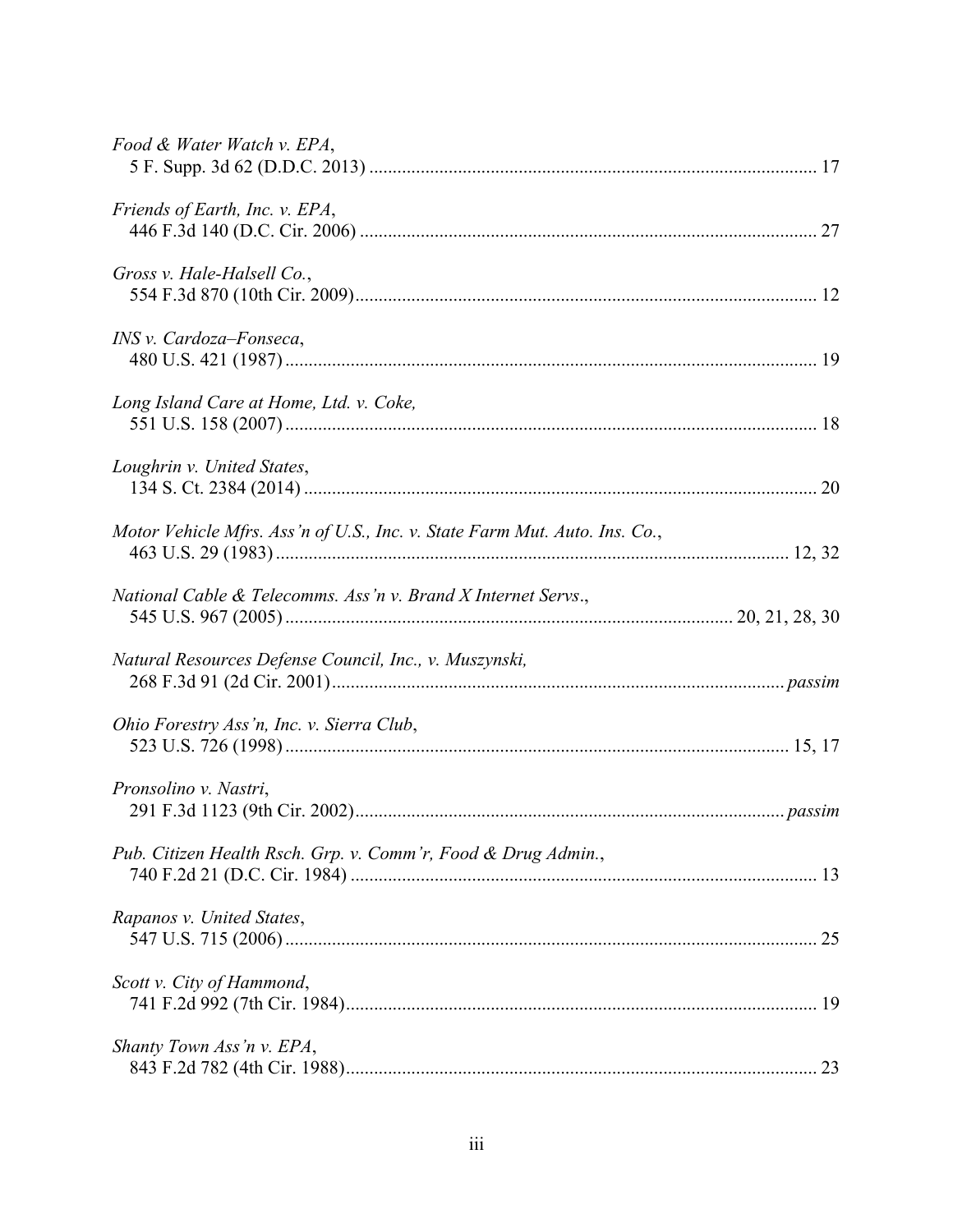*Food & Water Watch v. EPA*,
5 F. Supp. 3d 62 (D.D.C. 2013) .............................................................................................. 17

*Friends of Earth, Inc. v. EPA*,
446 F.3d 140 (D.C. Cir. 2006) ................................................................................................ 27

*Gross v. Hale-Halsell Co.*,
554 F.3d 870 (10th Cir. 2009)................................................................................................. 12

*INS v. Cardoza–Fonseca*,
480 U.S. 421 (1987) ................................................................................................................ 19

*Long Island Care at Home, Ltd. v. Coke,*
551 U.S. 158 (2007) ................................................................................................................ 18

*Loughrin v. United States*,
134 S. Ct. 2384 (2014) ............................................................................................................ 20

*Motor Vehicle Mfrs. Ass'n of U.S., Inc. v. State Farm Mut. Auto. Ins. Co.*,
463 U.S. 29 (1983) ............................................................................................................ 12, 32

*National Cable & Telecomms. Ass'n v. Brand X Internet Servs*.,
545 U.S. 967 (2005) .............................................................................................. 20, 21, 28, 30

*Natural Resources Defense Council, Inc., v. Muszynski,*
268 F.3d 91 (2d Cir. 2001)............................................................................................... *passim*

*Ohio Forestry Ass'n, Inc. v. Sierra Club*,
523 U.S. 726 (1998) .......................................................................................................... 15, 17

*Pronsolino v. Nastri*,
291 F.3d 1123 (9th Cir. 2002)........................................................................................... *passim*

*Pub. Citizen Health Rsch. Grp. v. Comm'r, Food & Drug Admin.*,
740 F.2d 21 (D.C. Cir. 1984) .................................................................................................. 13

*Rapanos v. United States*,
547 U.S. 715 (2006) ................................................................................................................ 25

*Scott v. City of Hammond*,
741 F.2d 992 (7th Cir. 1984).................................................................................................... 19

*Shanty Town Ass'n v. EPA*,
843 F.2d 782 (4th Cir. 1988).................................................................................................... 23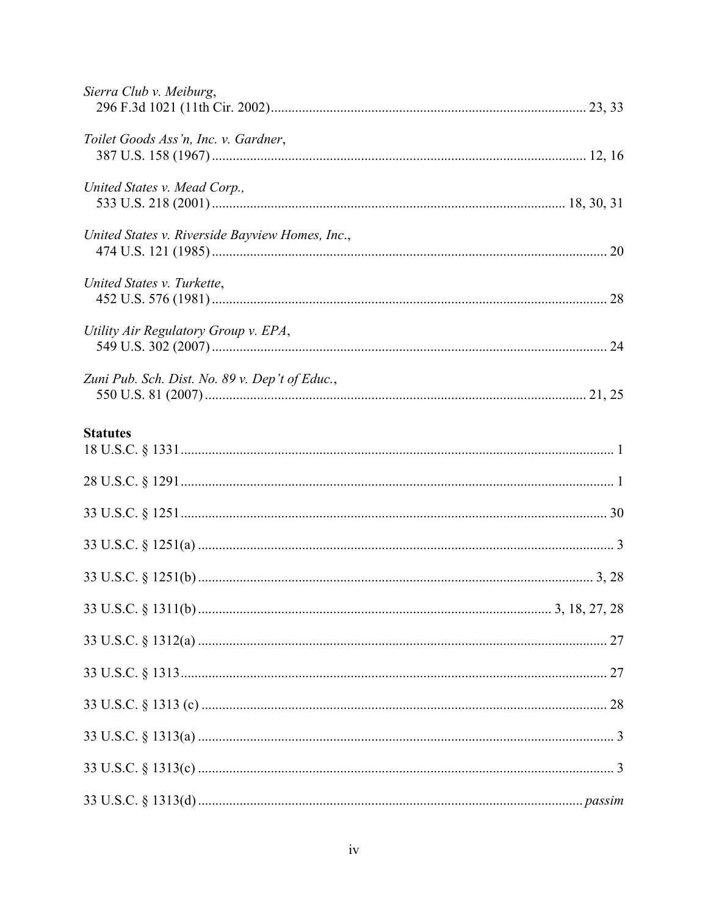*Sierra Club v. Meiburg*,
296 F.3d 1021 (11th Cir. 2002) .......................................................................................... 23, 33

*Toilet Goods Ass'n, Inc. v. Gardner*,
387 U.S. 158 (1967) ........................................................................................................... 12, 16

*United States v. Mead Corp.,*
533 U.S. 218 (2001) .................................................................................................... 18, 30, 31

*United States v. Riverside Bayview Homes, Inc.*,
474 U.S. 121 (1985) ................................................................................................................. 20

*United States v. Turkette*,
452 U.S. 576 (1981) ................................................................................................................. 28

*Utility Air Regulatory Group v. EPA*,
549 U.S. 302 (2007) ................................................................................................................. 24

*Zuni Pub. Sch. Dist. No. 89 v. Dep't of Educ.*,
550 U.S. 81 (2007) ............................................................................................................. 21, 25

**Statutes**

18 U.S.C. § 1331 ............................................................................................................................ 1

28 U.S.C. § 1291 ............................................................................................................................ 1

33 U.S.C. § 1251 .......................................................................................................................... 30

33 U.S.C. § 1251(a) ....................................................................................................................... 3

33 U.S.C. § 1251(b) ................................................................................................................ 3, 28

33 U.S.C. § 1311(b) ..................................................................................................... 3, 18, 27, 28

33 U.S.C. § 1312(a) ..................................................................................................................... 27

33 U.S.C. § 1313 .......................................................................................................................... 27

33 U.S.C. § 1313 (c) ..................................................................................................................... 28

33 U.S.C. § 1313(a) ....................................................................................................................... 3

33 U.S.C. § 1313(c) ....................................................................................................................... 3

33 U.S.C. § 1313(d) ............................................................................................................. *passim*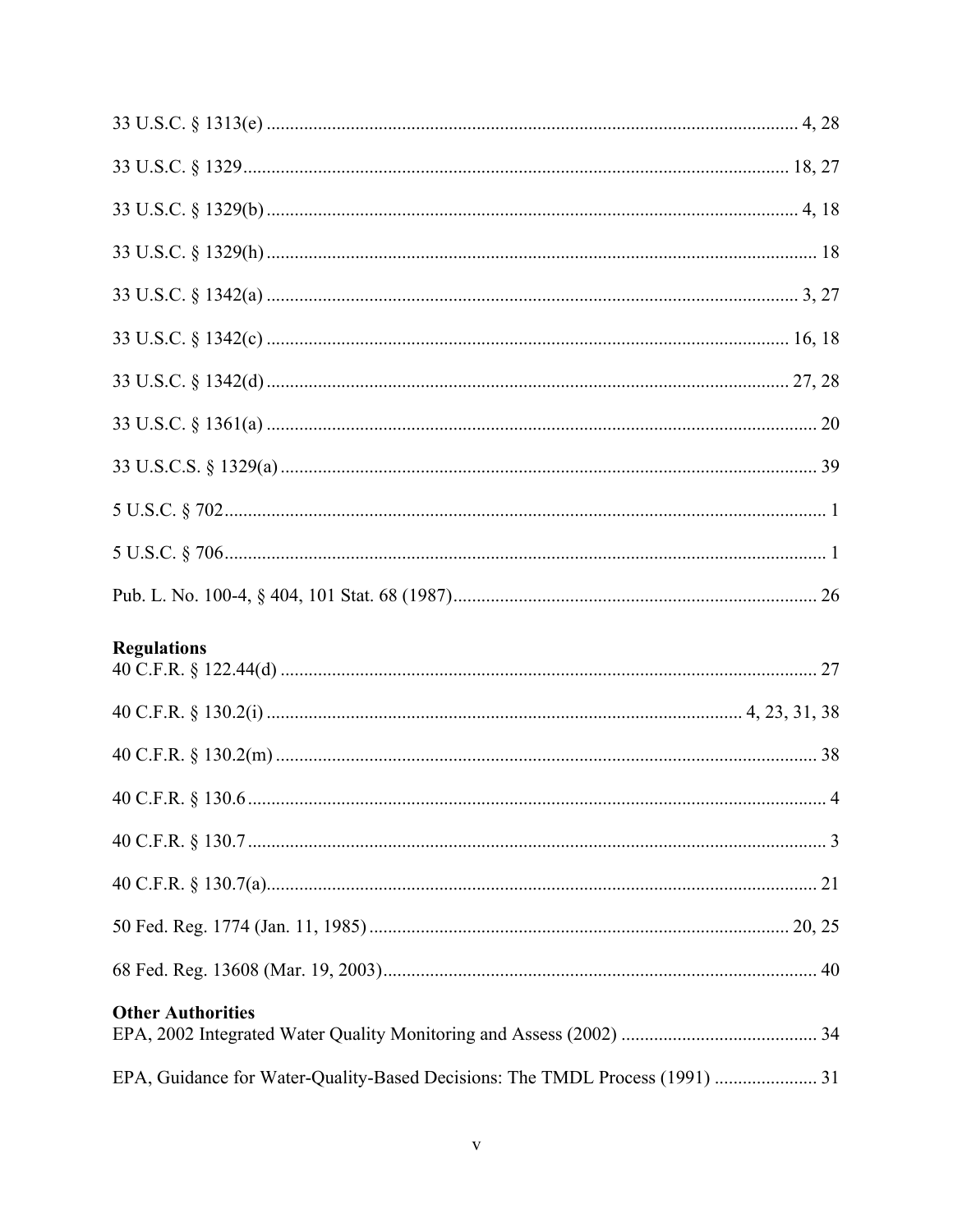33 U.S.C. § 1313(e) .................................................................................................................. 4, 28

33 U.S.C. § 1329 ........................................................................................................................ 18, 27

33 U.S.C. § 1329(b) ...................................................................................................................... 4, 18

33 U.S.C. § 1329(h) ........................................................................................................................ 18

33 U.S.C. § 1342(a) ...................................................................................................................... 3, 27

33 U.S.C. § 1342(c) ..................................................................................................................... 16, 18

33 U.S.C. § 1342(d) .................................................................................................................... 27, 28

33 U.S.C. § 1361(a) ......................................................................................................................... 20

33 U.S.C.S. § 1329(a) ....................................................................................................................... 39

5 U.S.C. § 702 .................................................................................................................................. 1

5 U.S.C. § 706 .................................................................................................................................. 1

Pub. L. No. 100-4, § 404, 101 Stat. 68 (1987) ................................................................................. 26

**Regulations**

40 C.F.R. § 122.44(d) ..................................................................................................................... 27

40 C.F.R. § 130.2(i) ............................................................................................................ 4, 23, 31, 38

40 C.F.R. § 130.2(m) ...................................................................................................................... 38

40 C.F.R. § 130.6 ............................................................................................................................. 4

40 C.F.R. § 130.7 ............................................................................................................................. 3

40 C.F.R. § 130.7(a) ........................................................................................................................ 21

50 Fed. Reg. 1774 (Jan. 11, 1985) ............................................................................................. 20, 25

68 Fed. Reg. 13608 (Mar. 19, 2003) ................................................................................................ 40

**Other Authorities**

EPA, 2002 Integrated Water Quality Monitoring and Assess (2002) .............................................. 34

EPA, Guidance for Water-Quality-Based Decisions: The TMDL Process (1991) ........................ 31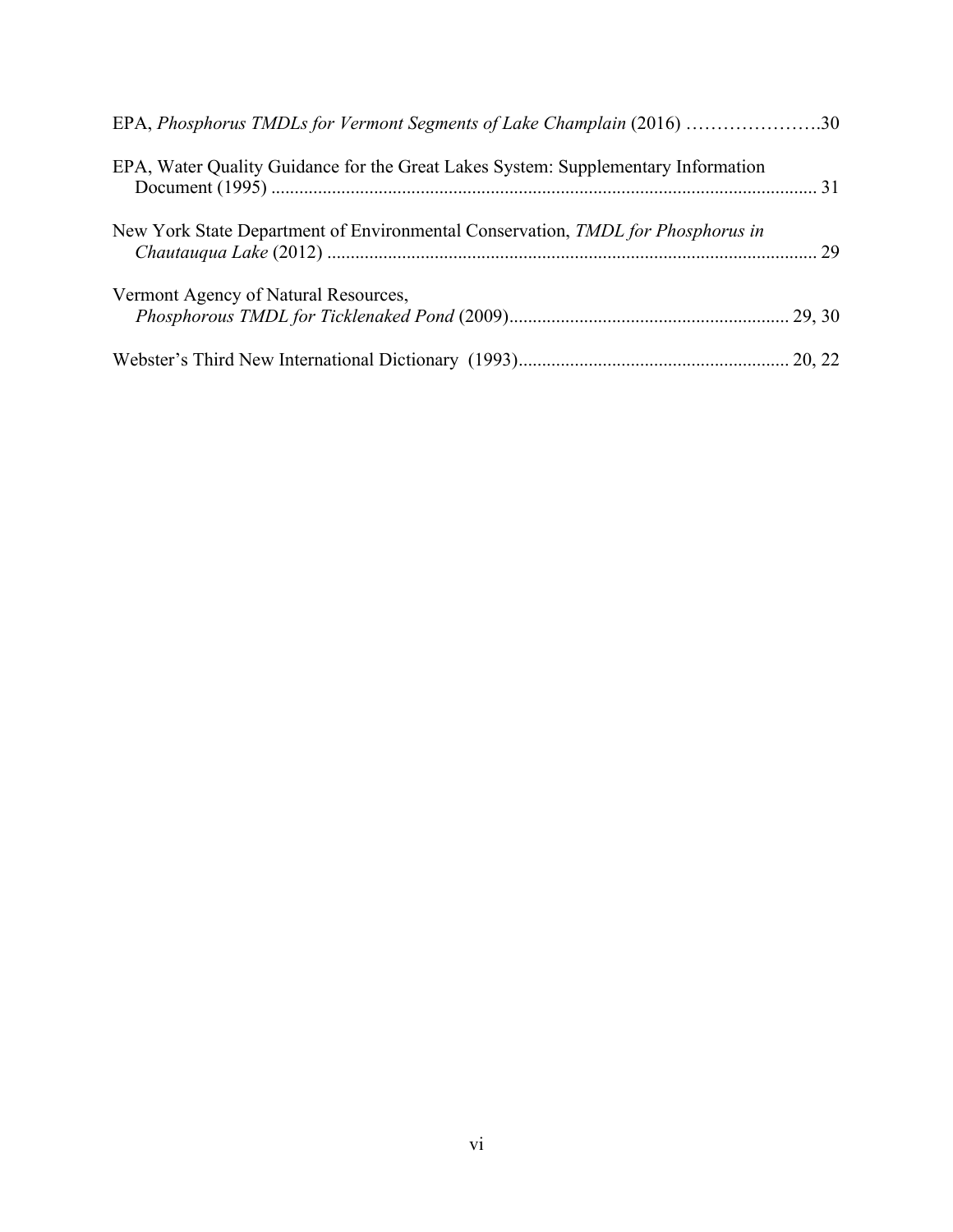EPA, *Phosphorus TMDLs for Vermont Segments of Lake Champlain* (2016) ………………….30

EPA, Water Quality Guidance for the Great Lakes System: Supplementary Information Document (1995) .................................................................................................................... 31

New York State Department of Environmental Conservation, *TMDL for Phosphorus in Chautauqua Lake* (2012) ........................................................................................................ 29

Vermont Agency of Natural Resources, *Phosphorous TMDL for Ticklenaked Pond* (2009)........................................................... 29, 30

Webster's Third New International Dictionary (1993)......................................................... 20, 22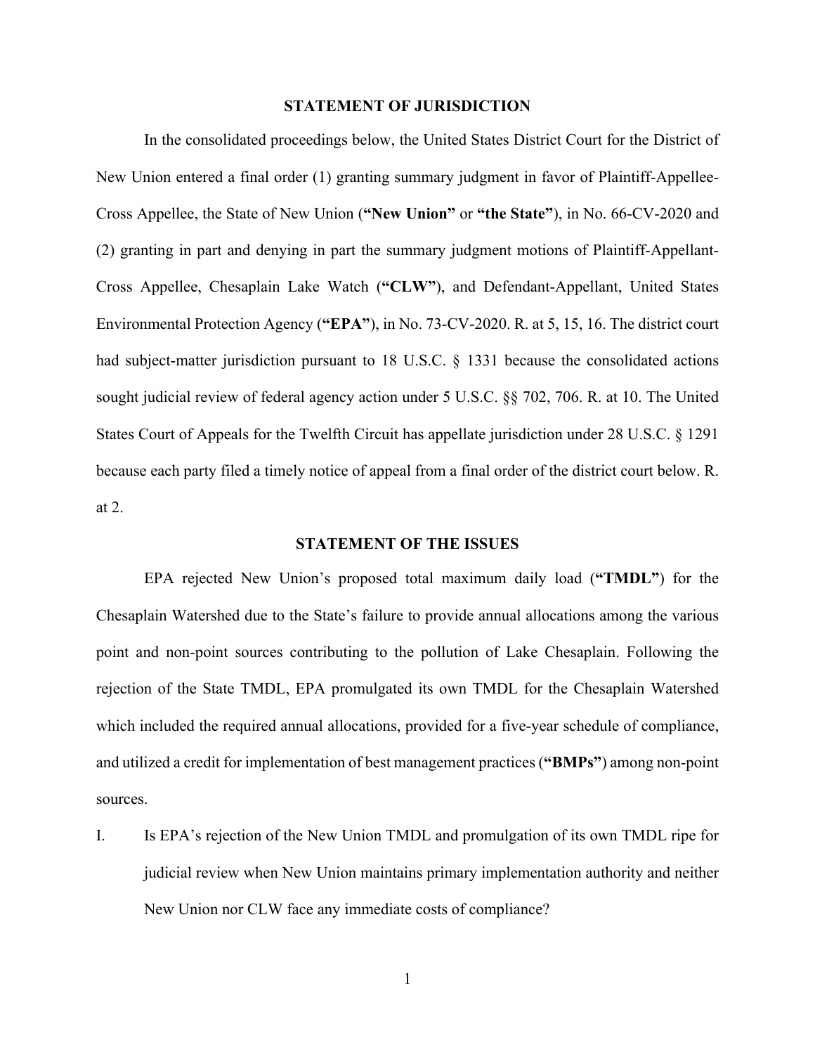## STATEMENT OF JURISDICTION

In the consolidated proceedings below, the United States District Court for the District of New Union entered a final order (1) granting summary judgment in favor of Plaintiff-Appellee-Cross Appellee, the State of New Union (**"New Union"** or **"the State"**), in No. 66-CV-2020 and (2) granting in part and denying in part the summary judgment motions of Plaintiff-Appellant-Cross Appellee, Chesaplain Lake Watch (**"CLW"**), and Defendant-Appellant, United States Environmental Protection Agency (**"EPA"**), in No. 73-CV-2020. R. at 5, 15, 16. The district court had subject-matter jurisdiction pursuant to 18 U.S.C. § 1331 because the consolidated actions sought judicial review of federal agency action under 5 U.S.C. §§ 702, 706. R. at 10. The United States Court of Appeals for the Twelfth Circuit has appellate jurisdiction under 28 U.S.C. § 1291 because each party filed a timely notice of appeal from a final order of the district court below. R. at 2.

## STATEMENT OF THE ISSUES

EPA rejected New Union's proposed total maximum daily load (**"TMDL"**) for the Chesaplain Watershed due to the State's failure to provide annual allocations among the various point and non-point sources contributing to the pollution of Lake Chesaplain. Following the rejection of the State TMDL, EPA promulgated its own TMDL for the Chesaplain Watershed which included the required annual allocations, provided for a five-year schedule of compliance, and utilized a credit for implementation of best management practices (**"BMPs"**) among non-point sources.

I. Is EPA's rejection of the New Union TMDL and promulgation of its own TMDL ripe for judicial review when New Union maintains primary implementation authority and neither New Union nor CLW face any immediate costs of compliance?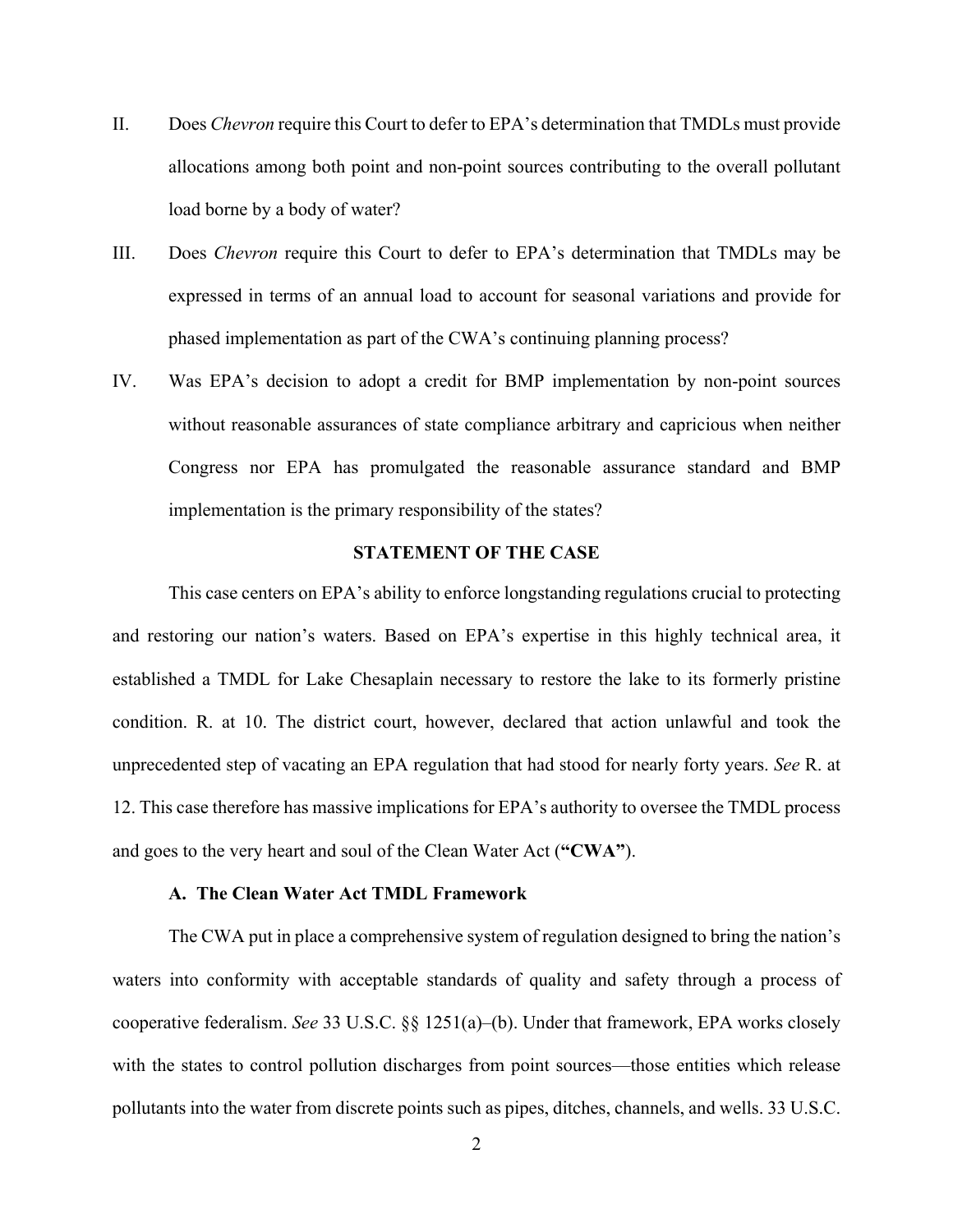II. Does *Chevron* require this Court to defer to EPA's determination that TMDLs must provide allocations among both point and non-point sources contributing to the overall pollutant load borne by a body of water?

III. Does *Chevron* require this Court to defer to EPA's determination that TMDLs may be expressed in terms of an annual load to account for seasonal variations and provide for phased implementation as part of the CWA's continuing planning process?

IV. Was EPA's decision to adopt a credit for BMP implementation by non-point sources without reasonable assurances of state compliance arbitrary and capricious when neither Congress nor EPA has promulgated the reasonable assurance standard and BMP implementation is the primary responsibility of the states?

## STATEMENT OF THE CASE

This case centers on EPA's ability to enforce longstanding regulations crucial to protecting and restoring our nation's waters. Based on EPA's expertise in this highly technical area, it established a TMDL for Lake Chesaplain necessary to restore the lake to its formerly pristine condition. R. at 10. The district court, however, declared that action unlawful and took the unprecedented step of vacating an EPA regulation that had stood for nearly forty years. *See* R. at 12. This case therefore has massive implications for EPA's authority to oversee the TMDL process and goes to the very heart and soul of the Clean Water Act (**"CWA"**).

### A. The Clean Water Act TMDL Framework

The CWA put in place a comprehensive system of regulation designed to bring the nation's waters into conformity with acceptable standards of quality and safety through a process of cooperative federalism. *See* 33 U.S.C. §§ 1251(a)–(b). Under that framework, EPA works closely with the states to control pollution discharges from point sources—those entities which release pollutants into the water from discrete points such as pipes, ditches, channels, and wells. 33 U.S.C.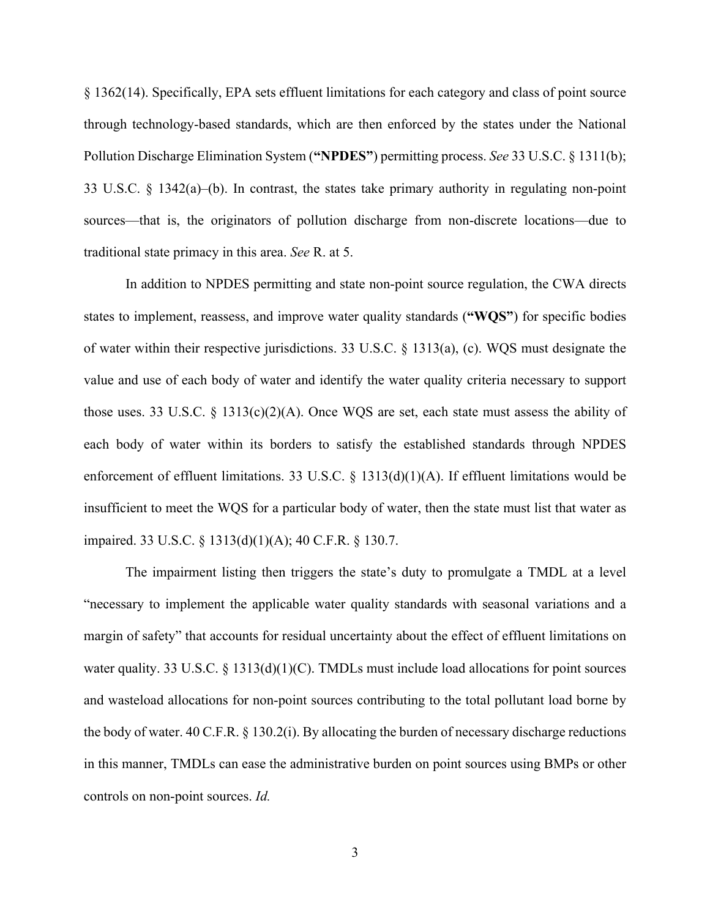§ 1362(14). Specifically, EPA sets effluent limitations for each category and class of point source through technology-based standards, which are then enforced by the states under the National Pollution Discharge Elimination System (**"NPDES"**) permitting process. *See* 33 U.S.C. § 1311(b); 33 U.S.C. § 1342(a)–(b). In contrast, the states take primary authority in regulating non-point sources—that is, the originators of pollution discharge from non-discrete locations—due to traditional state primacy in this area. *See* R. at 5.

In addition to NPDES permitting and state non-point source regulation, the CWA directs states to implement, reassess, and improve water quality standards (**"WQS"**) for specific bodies of water within their respective jurisdictions. 33 U.S.C. § 1313(a), (c). WQS must designate the value and use of each body of water and identify the water quality criteria necessary to support those uses. 33 U.S.C. § 1313(c)(2)(A). Once WQS are set, each state must assess the ability of each body of water within its borders to satisfy the established standards through NPDES enforcement of effluent limitations. 33 U.S.C. § 1313(d)(1)(A). If effluent limitations would be insufficient to meet the WQS for a particular body of water, then the state must list that water as impaired. 33 U.S.C. § 1313(d)(1)(A); 40 C.F.R. § 130.7.

The impairment listing then triggers the state's duty to promulgate a TMDL at a level "necessary to implement the applicable water quality standards with seasonal variations and a margin of safety" that accounts for residual uncertainty about the effect of effluent limitations on water quality. 33 U.S.C. § 1313(d)(1)(C). TMDLs must include load allocations for point sources and wasteload allocations for non-point sources contributing to the total pollutant load borne by the body of water. 40 C.F.R. § 130.2(i). By allocating the burden of necessary discharge reductions in this manner, TMDLs can ease the administrative burden on point sources using BMPs or other controls on non-point sources. *Id.*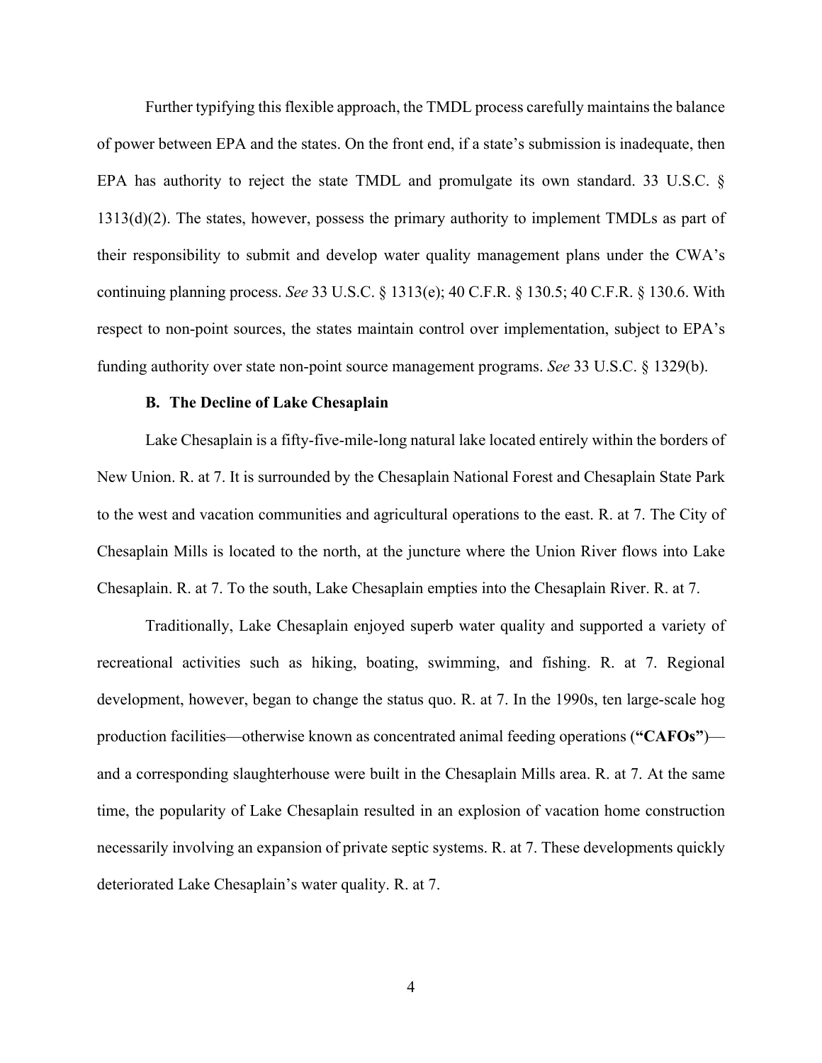Further typifying this flexible approach, the TMDL process carefully maintains the balance of power between EPA and the states. On the front end, if a state's submission is inadequate, then EPA has authority to reject the state TMDL and promulgate its own standard. 33 U.S.C. § 1313(d)(2). The states, however, possess the primary authority to implement TMDLs as part of their responsibility to submit and develop water quality management plans under the CWA's continuing planning process. *See* 33 U.S.C. § 1313(e); 40 C.F.R. § 130.5; 40 C.F.R. § 130.6. With respect to non-point sources, the states maintain control over implementation, subject to EPA's funding authority over state non-point source management programs. *See* 33 U.S.C. § 1329(b).

**B. The Decline of Lake Chesaplain**

Lake Chesaplain is a fifty-five-mile-long natural lake located entirely within the borders of New Union. R. at 7. It is surrounded by the Chesaplain National Forest and Chesaplain State Park to the west and vacation communities and agricultural operations to the east. R. at 7. The City of Chesaplain Mills is located to the north, at the juncture where the Union River flows into Lake Chesaplain. R. at 7. To the south, Lake Chesaplain empties into the Chesaplain River. R. at 7.

Traditionally, Lake Chesaplain enjoyed superb water quality and supported a variety of recreational activities such as hiking, boating, swimming, and fishing. R. at 7. Regional development, however, began to change the status quo. R. at 7. In the 1990s, ten large-scale hog production facilities—otherwise known as concentrated animal feeding operations (**"CAFOs"**)—and a corresponding slaughterhouse were built in the Chesaplain Mills area. R. at 7. At the same time, the popularity of Lake Chesaplain resulted in an explosion of vacation home construction necessarily involving an expansion of private septic systems. R. at 7. These developments quickly deteriorated Lake Chesaplain's water quality. R. at 7.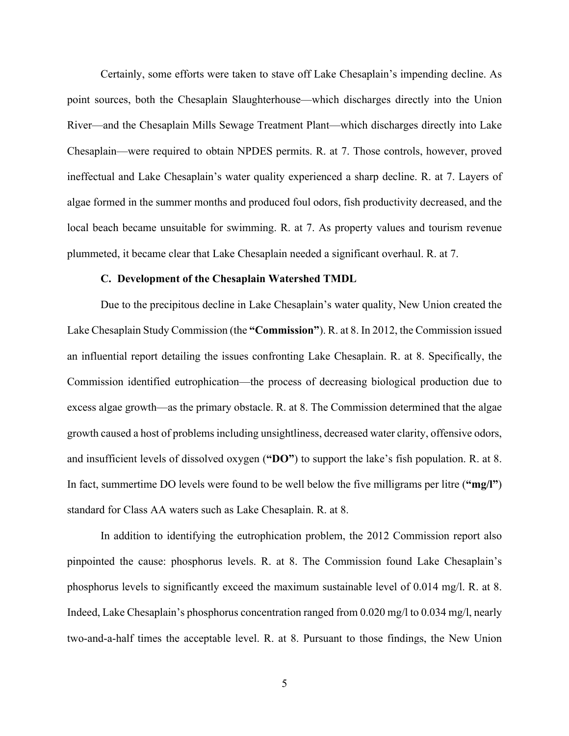Certainly, some efforts were taken to stave off Lake Chesaplain's impending decline. As point sources, both the Chesaplain Slaughterhouse—which discharges directly into the Union River—and the Chesaplain Mills Sewage Treatment Plant—which discharges directly into Lake Chesaplain—were required to obtain NPDES permits. R. at 7. Those controls, however, proved ineffectual and Lake Chesaplain's water quality experienced a sharp decline. R. at 7. Layers of algae formed in the summer months and produced foul odors, fish productivity decreased, and the local beach became unsuitable for swimming. R. at 7. As property values and tourism revenue plummeted, it became clear that Lake Chesaplain needed a significant overhaul. R. at 7.

### C. Development of the Chesaplain Watershed TMDL

Due to the precipitous decline in Lake Chesaplain's water quality, New Union created the Lake Chesaplain Study Commission (the **"Commission"**). R. at 8. In 2012, the Commission issued an influential report detailing the issues confronting Lake Chesaplain. R. at 8. Specifically, the Commission identified eutrophication—the process of decreasing biological production due to excess algae growth—as the primary obstacle. R. at 8. The Commission determined that the algae growth caused a host of problems including unsightliness, decreased water clarity, offensive odors, and insufficient levels of dissolved oxygen (**"DO"**) to support the lake's fish population. R. at 8. In fact, summertime DO levels were found to be well below the five milligrams per litre (**"mg/l"**) standard for Class AA waters such as Lake Chesaplain. R. at 8.

In addition to identifying the eutrophication problem, the 2012 Commission report also pinpointed the cause: phosphorus levels. R. at 8. The Commission found Lake Chesaplain's phosphorus levels to significantly exceed the maximum sustainable level of 0.014 mg/l. R. at 8. Indeed, Lake Chesaplain's phosphorus concentration ranged from 0.020 mg/l to 0.034 mg/l, nearly two-and-a-half times the acceptable level. R. at 8. Pursuant to those findings, the New Union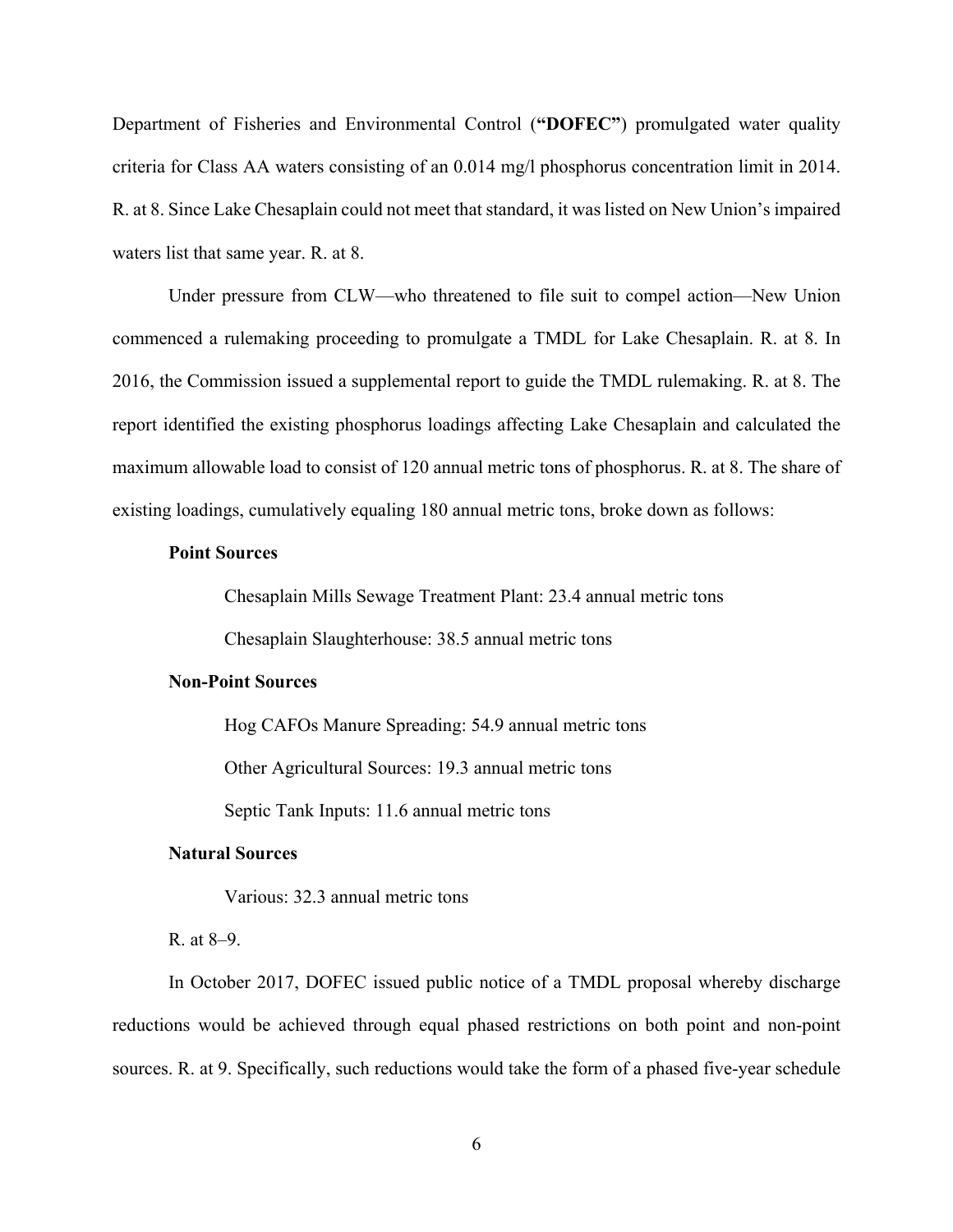Department of Fisheries and Environmental Control (**"DOFEC"**) promulgated water quality criteria for Class AA waters consisting of an 0.014 mg/l phosphorus concentration limit in 2014. R. at 8. Since Lake Chesaplain could not meet that standard, it was listed on New Union's impaired waters list that same year. R. at 8.

Under pressure from CLW—who threatened to file suit to compel action—New Union commenced a rulemaking proceeding to promulgate a TMDL for Lake Chesaplain. R. at 8. In 2016, the Commission issued a supplemental report to guide the TMDL rulemaking. R. at 8. The report identified the existing phosphorus loadings affecting Lake Chesaplain and calculated the maximum allowable load to consist of 120 annual metric tons of phosphorus. R. at 8. The share of existing loadings, cumulatively equaling 180 annual metric tons, broke down as follows:

**Point Sources**

Chesaplain Mills Sewage Treatment Plant: 23.4 annual metric tons

Chesaplain Slaughterhouse: 38.5 annual metric tons

**Non-Point Sources**

Hog CAFOs Manure Spreading: 54.9 annual metric tons

Other Agricultural Sources: 19.3 annual metric tons

Septic Tank Inputs: 11.6 annual metric tons

**Natural Sources**

Various: 32.3 annual metric tons

R. at 8–9.

In October 2017, DOFEC issued public notice of a TMDL proposal whereby discharge reductions would be achieved through equal phased restrictions on both point and non-point sources. R. at 9. Specifically, such reductions would take the form of a phased five-year schedule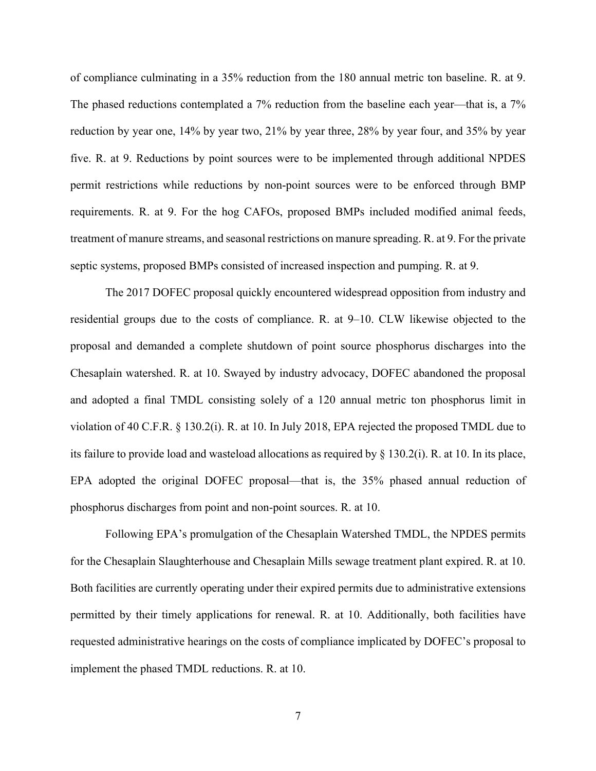of compliance culminating in a 35% reduction from the 180 annual metric ton baseline. R. at 9. The phased reductions contemplated a 7% reduction from the baseline each year—that is, a 7% reduction by year one, 14% by year two, 21% by year three, 28% by year four, and 35% by year five. R. at 9. Reductions by point sources were to be implemented through additional NPDES permit restrictions while reductions by non-point sources were to be enforced through BMP requirements. R. at 9. For the hog CAFOs, proposed BMPs included modified animal feeds, treatment of manure streams, and seasonal restrictions on manure spreading. R. at 9. For the private septic systems, proposed BMPs consisted of increased inspection and pumping. R. at 9.

The 2017 DOFEC proposal quickly encountered widespread opposition from industry and residential groups due to the costs of compliance. R. at 9–10. CLW likewise objected to the proposal and demanded a complete shutdown of point source phosphorus discharges into the Chesaplain watershed. R. at 10. Swayed by industry advocacy, DOFEC abandoned the proposal and adopted a final TMDL consisting solely of a 120 annual metric ton phosphorus limit in violation of 40 C.F.R. § 130.2(i). R. at 10. In July 2018, EPA rejected the proposed TMDL due to its failure to provide load and wasteload allocations as required by § 130.2(i). R. at 10. In its place, EPA adopted the original DOFEC proposal—that is, the 35% phased annual reduction of phosphorus discharges from point and non-point sources. R. at 10.

Following EPA's promulgation of the Chesaplain Watershed TMDL, the NPDES permits for the Chesaplain Slaughterhouse and Chesaplain Mills sewage treatment plant expired. R. at 10. Both facilities are currently operating under their expired permits due to administrative extensions permitted by their timely applications for renewal. R. at 10. Additionally, both facilities have requested administrative hearings on the costs of compliance implicated by DOFEC's proposal to implement the phased TMDL reductions. R. at 10.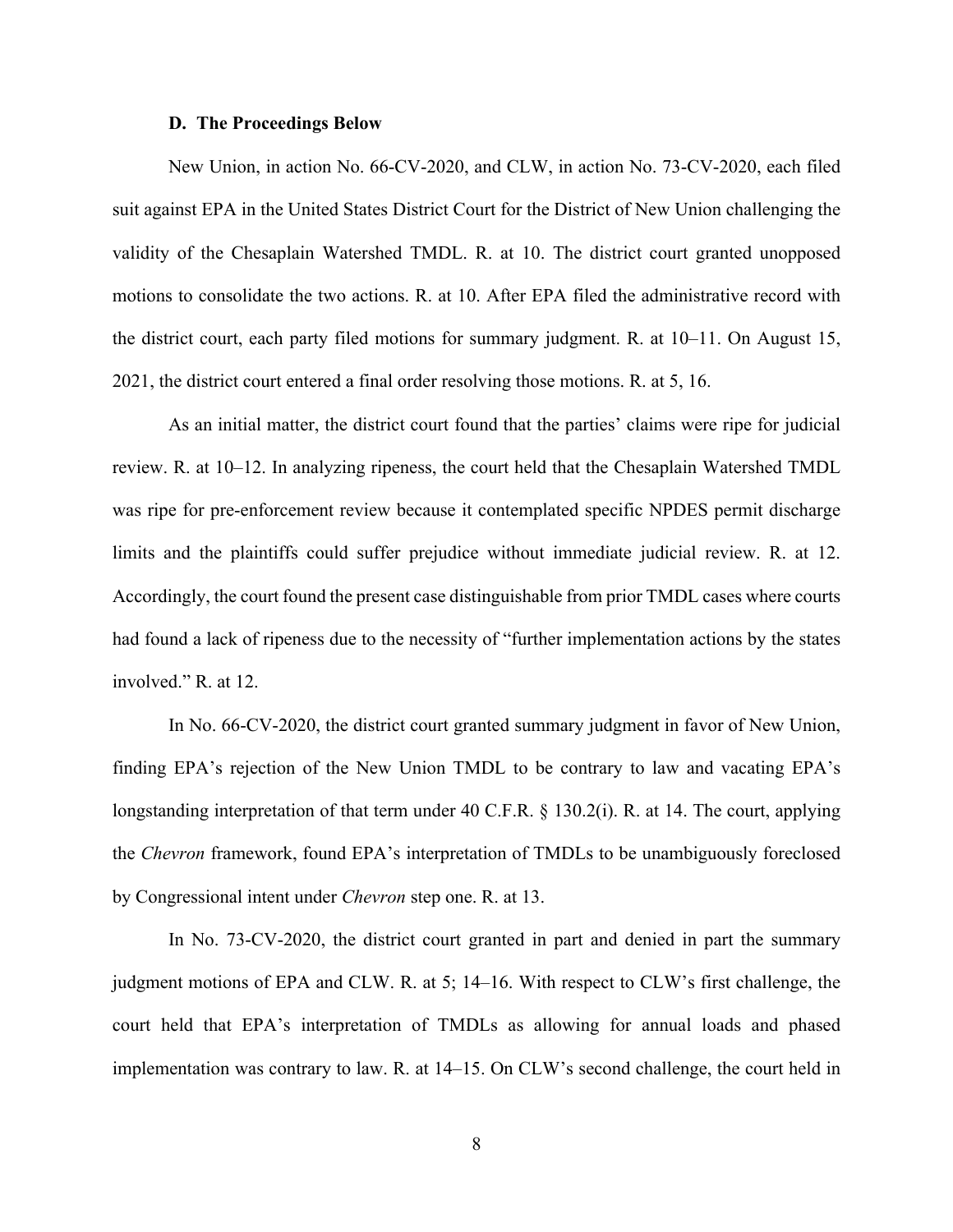### D. The Proceedings Below

New Union, in action No. 66-CV-2020, and CLW, in action No. 73-CV-2020, each filed suit against EPA in the United States District Court for the District of New Union challenging the validity of the Chesaplain Watershed TMDL. R. at 10. The district court granted unopposed motions to consolidate the two actions. R. at 10. After EPA filed the administrative record with the district court, each party filed motions for summary judgment. R. at 10–11. On August 15, 2021, the district court entered a final order resolving those motions. R. at 5, 16.

As an initial matter, the district court found that the parties' claims were ripe for judicial review. R. at 10–12. In analyzing ripeness, the court held that the Chesaplain Watershed TMDL was ripe for pre-enforcement review because it contemplated specific NPDES permit discharge limits and the plaintiffs could suffer prejudice without immediate judicial review. R. at 12. Accordingly, the court found the present case distinguishable from prior TMDL cases where courts had found a lack of ripeness due to the necessity of "further implementation actions by the states involved." R. at 12.

In No. 66-CV-2020, the district court granted summary judgment in favor of New Union, finding EPA's rejection of the New Union TMDL to be contrary to law and vacating EPA's longstanding interpretation of that term under 40 C.F.R. § 130.2(i). R. at 14. The court, applying the *Chevron* framework, found EPA's interpretation of TMDLs to be unambiguously foreclosed by Congressional intent under *Chevron* step one. R. at 13.

In No. 73-CV-2020, the district court granted in part and denied in part the summary judgment motions of EPA and CLW. R. at 5; 14–16. With respect to CLW's first challenge, the court held that EPA's interpretation of TMDLs as allowing for annual loads and phased implementation was contrary to law. R. at 14–15. On CLW's second challenge, the court held in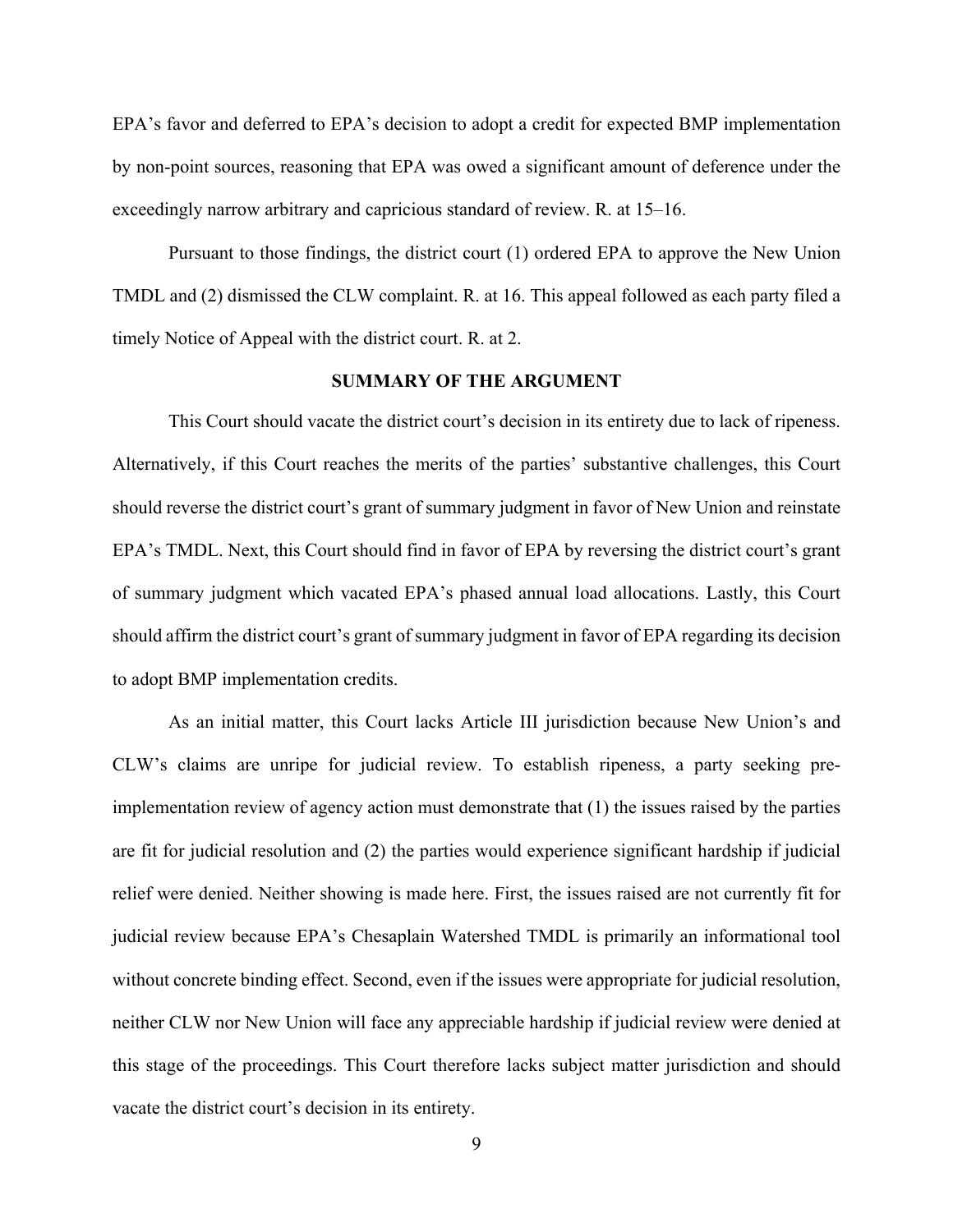EPA's favor and deferred to EPA's decision to adopt a credit for expected BMP implementation by non-point sources, reasoning that EPA was owed a significant amount of deference under the exceedingly narrow arbitrary and capricious standard of review. R. at 15–16.

Pursuant to those findings, the district court (1) ordered EPA to approve the New Union TMDL and (2) dismissed the CLW complaint. R. at 16. This appeal followed as each party filed a timely Notice of Appeal with the district court. R. at 2.

## SUMMARY OF THE ARGUMENT

This Court should vacate the district court's decision in its entirety due to lack of ripeness. Alternatively, if this Court reaches the merits of the parties' substantive challenges, this Court should reverse the district court's grant of summary judgment in favor of New Union and reinstate EPA's TMDL. Next, this Court should find in favor of EPA by reversing the district court's grant of summary judgment which vacated EPA's phased annual load allocations. Lastly, this Court should affirm the district court's grant of summary judgment in favor of EPA regarding its decision to adopt BMP implementation credits.

As an initial matter, this Court lacks Article III jurisdiction because New Union's and CLW's claims are unripe for judicial review. To establish ripeness, a party seeking pre-implementation review of agency action must demonstrate that (1) the issues raised by the parties are fit for judicial resolution and (2) the parties would experience significant hardship if judicial relief were denied. Neither showing is made here. First, the issues raised are not currently fit for judicial review because EPA's Chesaplain Watershed TMDL is primarily an informational tool without concrete binding effect. Second, even if the issues were appropriate for judicial resolution, neither CLW nor New Union will face any appreciable hardship if judicial review were denied at this stage of the proceedings. This Court therefore lacks subject matter jurisdiction and should vacate the district court's decision in its entirety.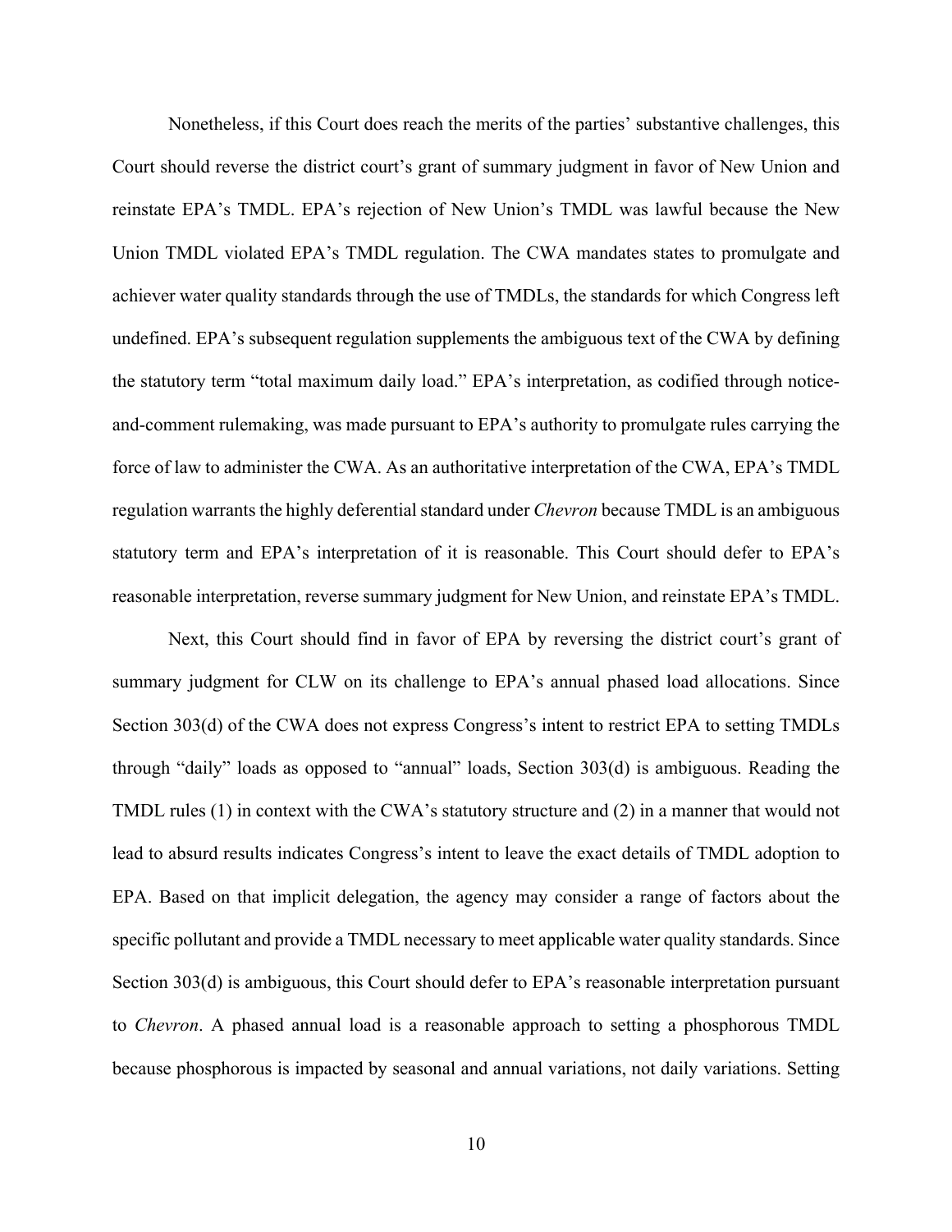Nonetheless, if this Court does reach the merits of the parties' substantive challenges, this Court should reverse the district court's grant of summary judgment in favor of New Union and reinstate EPA's TMDL. EPA's rejection of New Union's TMDL was lawful because the New Union TMDL violated EPA's TMDL regulation. The CWA mandates states to promulgate and achiever water quality standards through the use of TMDLs, the standards for which Congress left undefined. EPA's subsequent regulation supplements the ambiguous text of the CWA by defining the statutory term "total maximum daily load." EPA's interpretation, as codified through notice-and-comment rulemaking, was made pursuant to EPA's authority to promulgate rules carrying the force of law to administer the CWA. As an authoritative interpretation of the CWA, EPA's TMDL regulation warrants the highly deferential standard under *Chevron* because TMDL is an ambiguous statutory term and EPA's interpretation of it is reasonable. This Court should defer to EPA's reasonable interpretation, reverse summary judgment for New Union, and reinstate EPA's TMDL.

Next, this Court should find in favor of EPA by reversing the district court's grant of summary judgment for CLW on its challenge to EPA's annual phased load allocations. Since Section 303(d) of the CWA does not express Congress's intent to restrict EPA to setting TMDLs through "daily" loads as opposed to "annual" loads, Section 303(d) is ambiguous. Reading the TMDL rules (1) in context with the CWA's statutory structure and (2) in a manner that would not lead to absurd results indicates Congress's intent to leave the exact details of TMDL adoption to EPA. Based on that implicit delegation, the agency may consider a range of factors about the specific pollutant and provide a TMDL necessary to meet applicable water quality standards. Since Section 303(d) is ambiguous, this Court should defer to EPA's reasonable interpretation pursuant to *Chevron*. A phased annual load is a reasonable approach to setting a phosphorous TMDL because phosphorous is impacted by seasonal and annual variations, not daily variations. Setting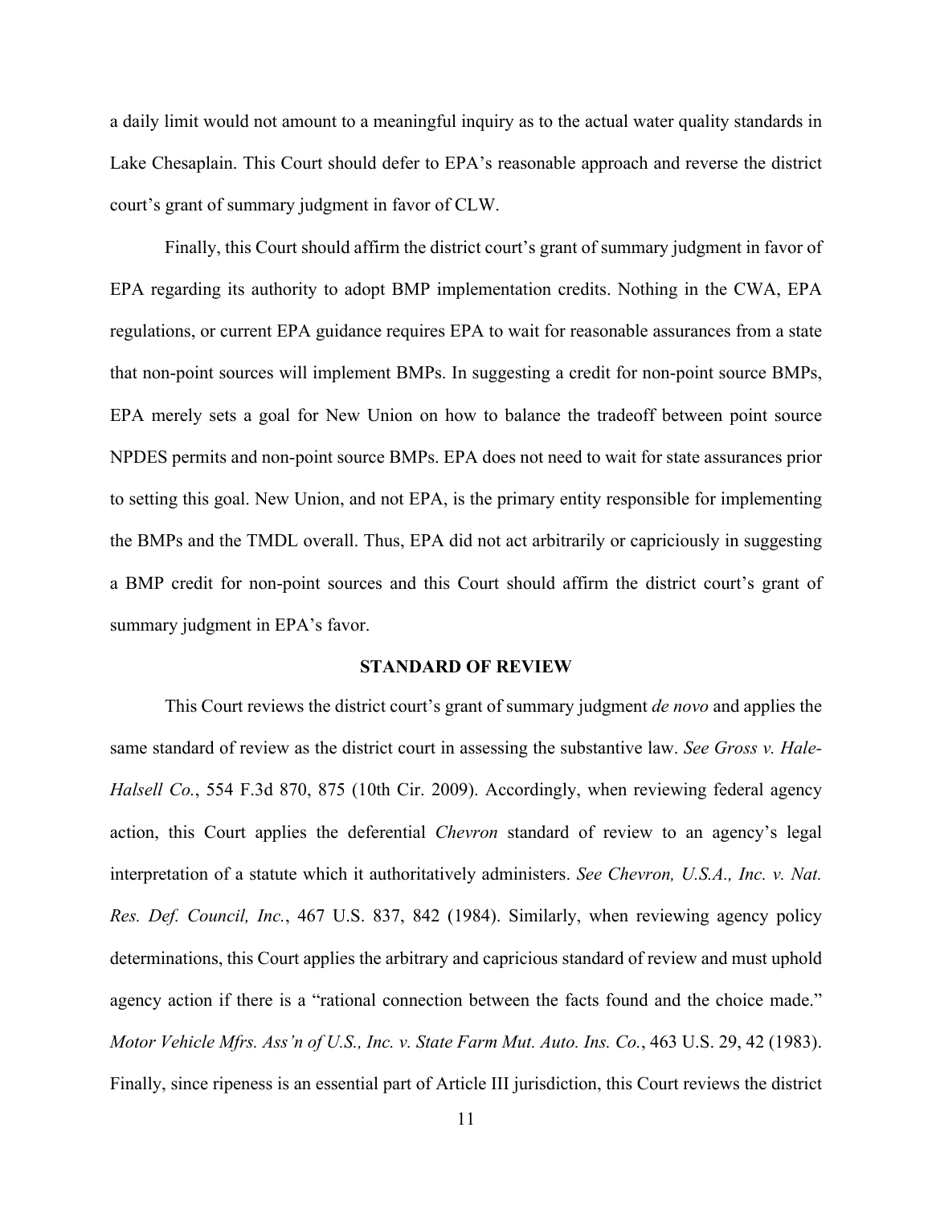a daily limit would not amount to a meaningful inquiry as to the actual water quality standards in Lake Chesaplain. This Court should defer to EPA's reasonable approach and reverse the district court's grant of summary judgment in favor of CLW.

Finally, this Court should affirm the district court's grant of summary judgment in favor of EPA regarding its authority to adopt BMP implementation credits. Nothing in the CWA, EPA regulations, or current EPA guidance requires EPA to wait for reasonable assurances from a state that non-point sources will implement BMPs. In suggesting a credit for non-point source BMPs, EPA merely sets a goal for New Union on how to balance the tradeoff between point source NPDES permits and non-point source BMPs. EPA does not need to wait for state assurances prior to setting this goal. New Union, and not EPA, is the primary entity responsible for implementing the BMPs and the TMDL overall. Thus, EPA did not act arbitrarily or capriciously in suggesting a BMP credit for non-point sources and this Court should affirm the district court's grant of summary judgment in EPA's favor.

## STANDARD OF REVIEW

This Court reviews the district court's grant of summary judgment *de novo* and applies the same standard of review as the district court in assessing the substantive law. *See Gross v. Hale-Halsell Co.*, 554 F.3d 870, 875 (10th Cir. 2009). Accordingly, when reviewing federal agency action, this Court applies the deferential *Chevron* standard of review to an agency's legal interpretation of a statute which it authoritatively administers. *See Chevron, U.S.A., Inc. v. Nat. Res. Def. Council, Inc.*, 467 U.S. 837, 842 (1984). Similarly, when reviewing agency policy determinations, this Court applies the arbitrary and capricious standard of review and must uphold agency action if there is a "rational connection between the facts found and the choice made." *Motor Vehicle Mfrs. Ass'n of U.S., Inc. v. State Farm Mut. Auto. Ins. Co.*, 463 U.S. 29, 42 (1983). Finally, since ripeness is an essential part of Article III jurisdiction, this Court reviews the district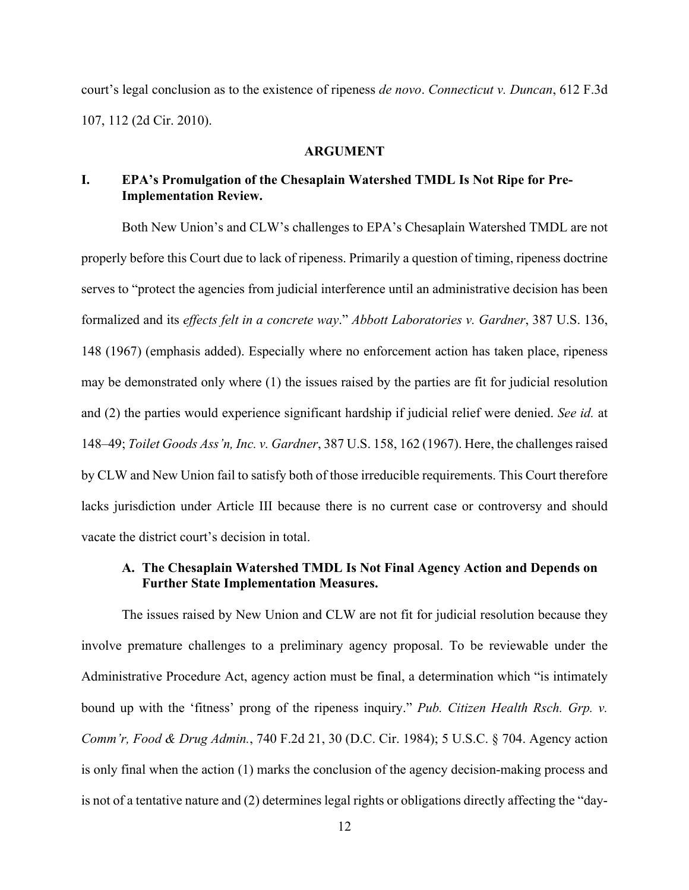court's legal conclusion as to the existence of ripeness *de novo*. *Connecticut v. Duncan*, 612 F.3d 107, 112 (2d Cir. 2010).

## ARGUMENT

### I. EPA's Promulgation of the Chesaplain Watershed TMDL Is Not Ripe for Pre-Implementation Review.

Both New Union's and CLW's challenges to EPA's Chesaplain Watershed TMDL are not properly before this Court due to lack of ripeness. Primarily a question of timing, ripeness doctrine serves to "protect the agencies from judicial interference until an administrative decision has been formalized and its *effects felt in a concrete way*." *Abbott Laboratories v. Gardner*, 387 U.S. 136, 148 (1967) (emphasis added). Especially where no enforcement action has taken place, ripeness may be demonstrated only where (1) the issues raised by the parties are fit for judicial resolution and (2) the parties would experience significant hardship if judicial relief were denied. *See id.* at 148–49; *Toilet Goods Ass'n, Inc. v. Gardner*, 387 U.S. 158, 162 (1967). Here, the challenges raised by CLW and New Union fail to satisfy both of those irreducible requirements. This Court therefore lacks jurisdiction under Article III because there is no current case or controversy and should vacate the district court's decision in total.

#### A. The Chesaplain Watershed TMDL Is Not Final Agency Action and Depends on Further State Implementation Measures.

The issues raised by New Union and CLW are not fit for judicial resolution because they involve premature challenges to a preliminary agency proposal. To be reviewable under the Administrative Procedure Act, agency action must be final, a determination which "is intimately bound up with the 'fitness' prong of the ripeness inquiry." *Pub. Citizen Health Rsch. Grp. v. Comm'r, Food & Drug Admin.*, 740 F.2d 21, 30 (D.C. Cir. 1984); 5 U.S.C. § 704. Agency action is only final when the action (1) marks the conclusion of the agency decision-making process and is not of a tentative nature and (2) determines legal rights or obligations directly affecting the "day-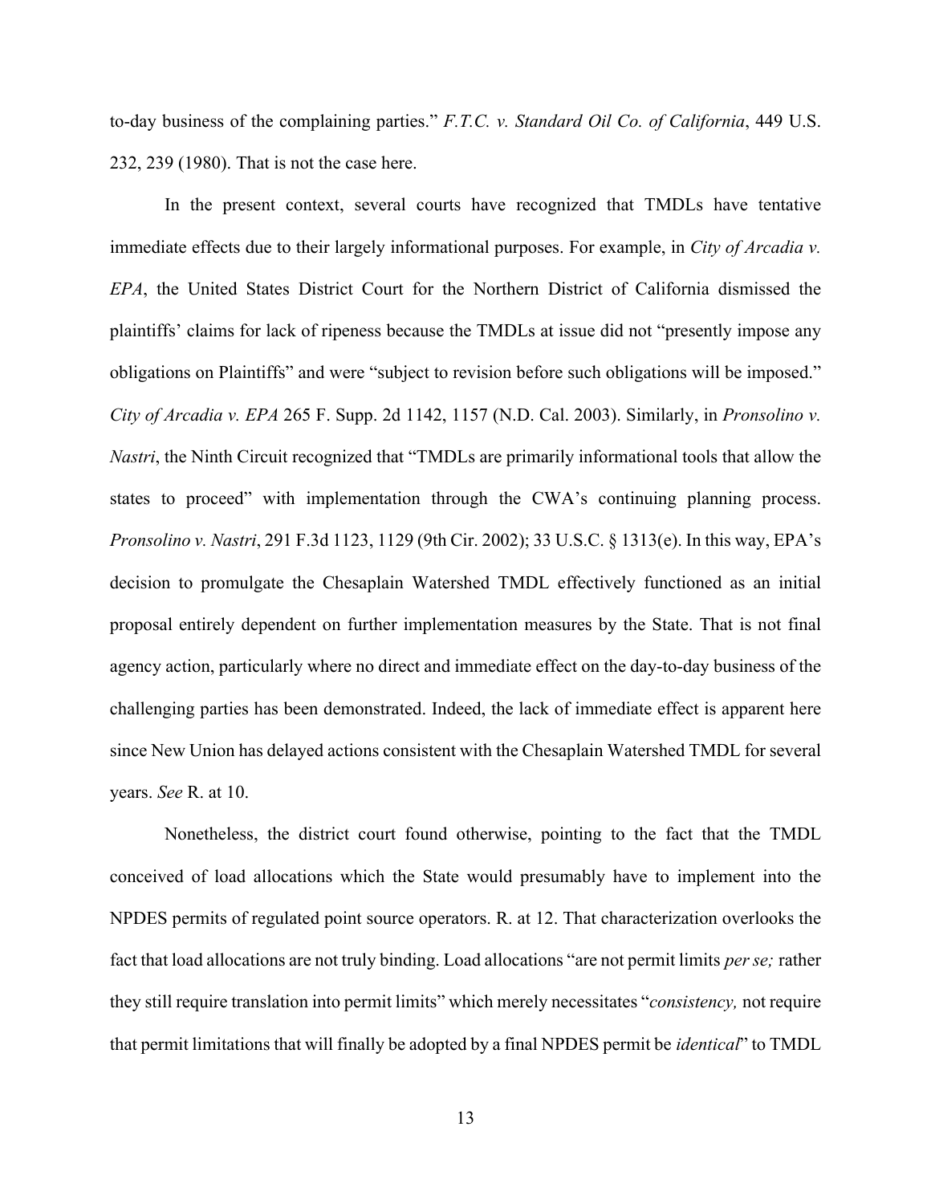to-day business of the complaining parties." *F.T.C. v. Standard Oil Co. of California*, 449 U.S. 232, 239 (1980). That is not the case here.

In the present context, several courts have recognized that TMDLs have tentative immediate effects due to their largely informational purposes. For example, in *City of Arcadia v. EPA*, the United States District Court for the Northern District of California dismissed the plaintiffs' claims for lack of ripeness because the TMDLs at issue did not "presently impose any obligations on Plaintiffs" and were "subject to revision before such obligations will be imposed." *City of Arcadia v. EPA* 265 F. Supp. 2d 1142, 1157 (N.D. Cal. 2003). Similarly, in *Pronsolino v. Nastri*, the Ninth Circuit recognized that "TMDLs are primarily informational tools that allow the states to proceed" with implementation through the CWA's continuing planning process. *Pronsolino v. Nastri*, 291 F.3d 1123, 1129 (9th Cir. 2002); 33 U.S.C. § 1313(e). In this way, EPA's decision to promulgate the Chesaplain Watershed TMDL effectively functioned as an initial proposal entirely dependent on further implementation measures by the State. That is not final agency action, particularly where no direct and immediate effect on the day-to-day business of the challenging parties has been demonstrated. Indeed, the lack of immediate effect is apparent here since New Union has delayed actions consistent with the Chesaplain Watershed TMDL for several years. *See* R. at 10.

Nonetheless, the district court found otherwise, pointing to the fact that the TMDL conceived of load allocations which the State would presumably have to implement into the NPDES permits of regulated point source operators. R. at 12. That characterization overlooks the fact that load allocations are not truly binding. Load allocations "are not permit limits *per se;* rather they still require translation into permit limits" which merely necessitates "*consistency,* not require that permit limitations that will finally be adopted by a final NPDES permit be *identical*" to TMDL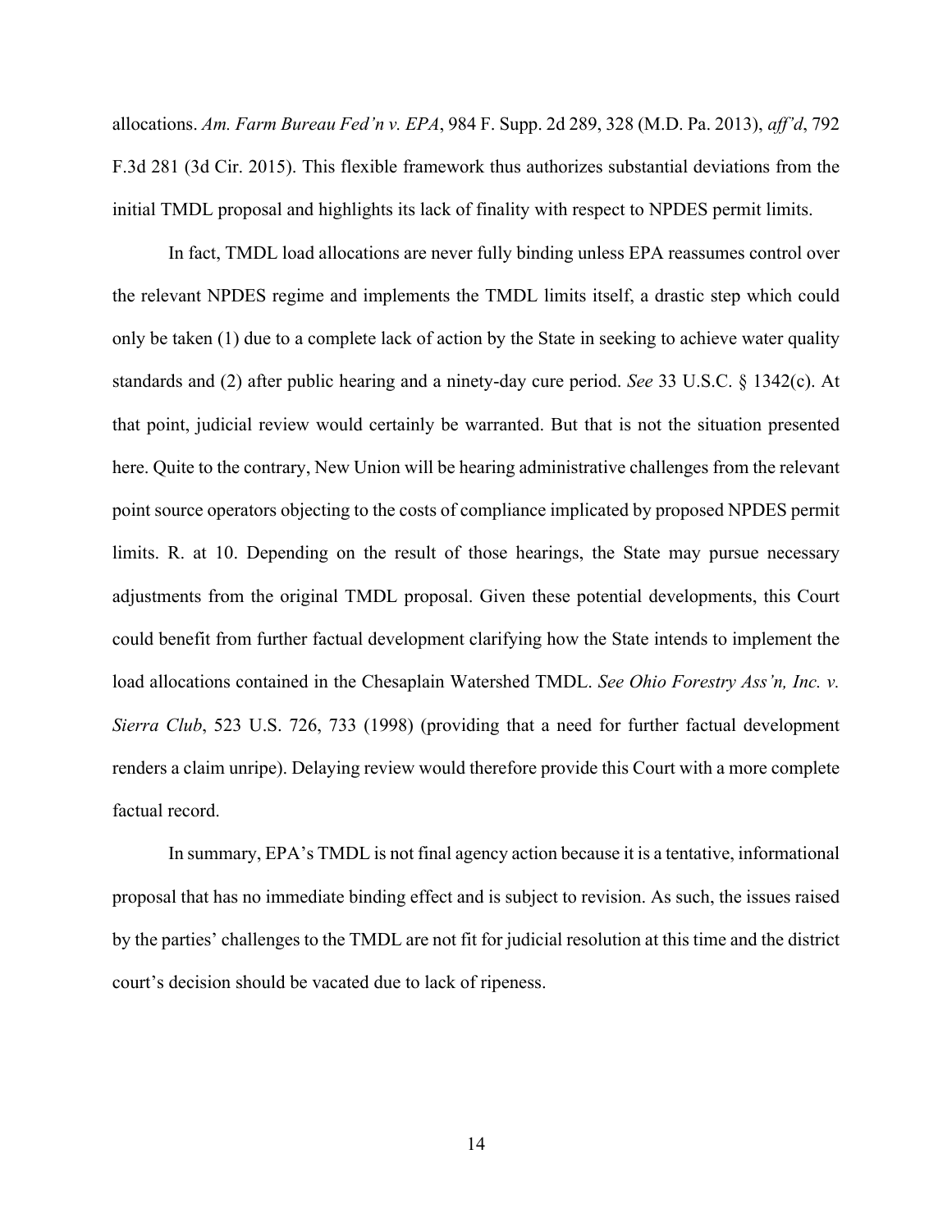allocations. *Am. Farm Bureau Fed'n v. EPA*, 984 F. Supp. 2d 289, 328 (M.D. Pa. 2013), *aff'd*, 792 F.3d 281 (3d Cir. 2015). This flexible framework thus authorizes substantial deviations from the initial TMDL proposal and highlights its lack of finality with respect to NPDES permit limits.

In fact, TMDL load allocations are never fully binding unless EPA reassumes control over the relevant NPDES regime and implements the TMDL limits itself, a drastic step which could only be taken (1) due to a complete lack of action by the State in seeking to achieve water quality standards and (2) after public hearing and a ninety-day cure period. *See* 33 U.S.C. § 1342(c). At that point, judicial review would certainly be warranted. But that is not the situation presented here. Quite to the contrary, New Union will be hearing administrative challenges from the relevant point source operators objecting to the costs of compliance implicated by proposed NPDES permit limits. R. at 10. Depending on the result of those hearings, the State may pursue necessary adjustments from the original TMDL proposal. Given these potential developments, this Court could benefit from further factual development clarifying how the State intends to implement the load allocations contained in the Chesaplain Watershed TMDL. *See Ohio Forestry Ass'n, Inc. v. Sierra Club*, 523 U.S. 726, 733 (1998) (providing that a need for further factual development renders a claim unripe). Delaying review would therefore provide this Court with a more complete factual record.

In summary, EPA's TMDL is not final agency action because it is a tentative, informational proposal that has no immediate binding effect and is subject to revision. As such, the issues raised by the parties' challenges to the TMDL are not fit for judicial resolution at this time and the district court's decision should be vacated due to lack of ripeness.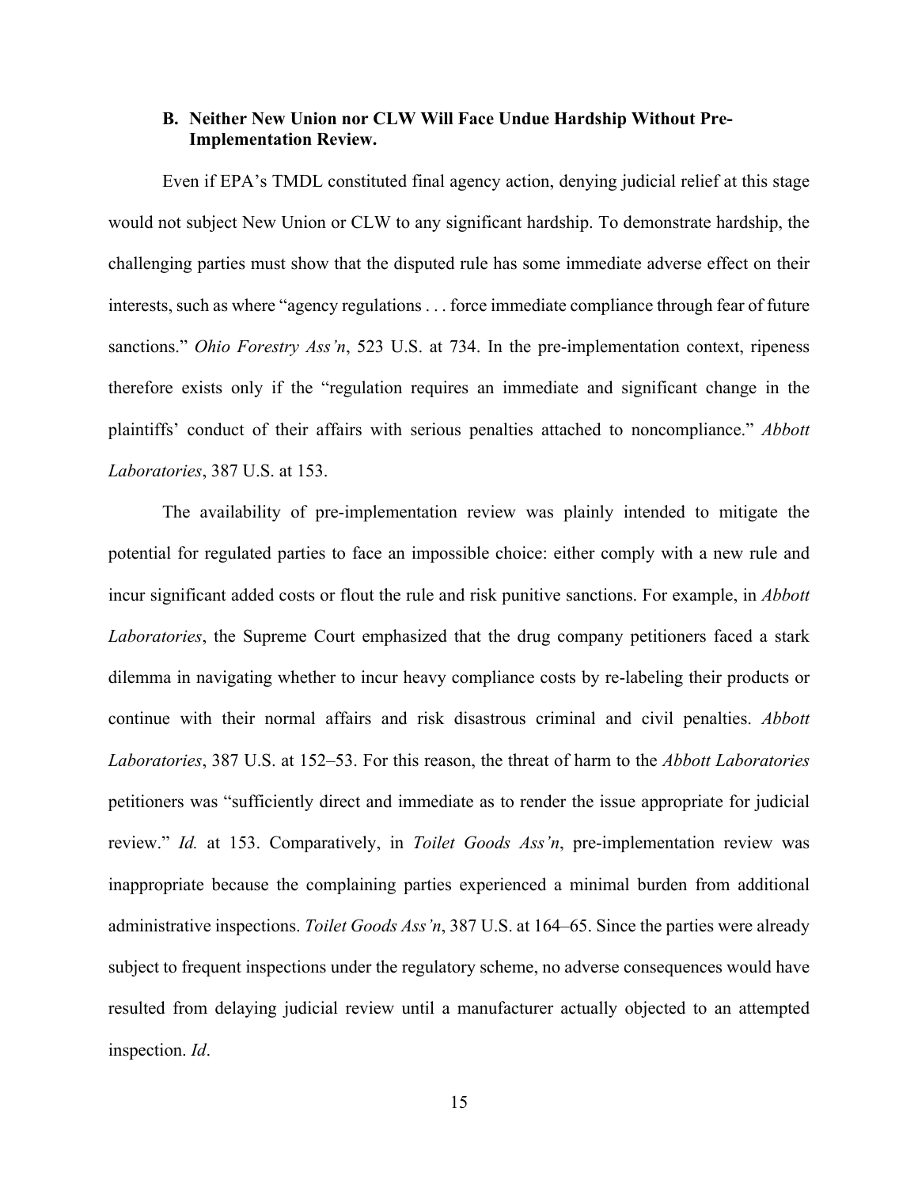### B. Neither New Union nor CLW Will Face Undue Hardship Without Pre-Implementation Review.

Even if EPA's TMDL constituted final agency action, denying judicial relief at this stage would not subject New Union or CLW to any significant hardship. To demonstrate hardship, the challenging parties must show that the disputed rule has some immediate adverse effect on their interests, such as where "agency regulations . . . force immediate compliance through fear of future sanctions." *Ohio Forestry Ass'n*, 523 U.S. at 734. In the pre-implementation context, ripeness therefore exists only if the "regulation requires an immediate and significant change in the plaintiffs' conduct of their affairs with serious penalties attached to noncompliance." *Abbott Laboratories*, 387 U.S. at 153.

The availability of pre-implementation review was plainly intended to mitigate the potential for regulated parties to face an impossible choice: either comply with a new rule and incur significant added costs or flout the rule and risk punitive sanctions. For example, in *Abbott Laboratories*, the Supreme Court emphasized that the drug company petitioners faced a stark dilemma in navigating whether to incur heavy compliance costs by re-labeling their products or continue with their normal affairs and risk disastrous criminal and civil penalties. *Abbott Laboratories*, 387 U.S. at 152–53. For this reason, the threat of harm to the *Abbott Laboratories* petitioners was "sufficiently direct and immediate as to render the issue appropriate for judicial review." *Id.* at 153. Comparatively, in *Toilet Goods Ass'n*, pre-implementation review was inappropriate because the complaining parties experienced a minimal burden from additional administrative inspections. *Toilet Goods Ass'n*, 387 U.S. at 164–65. Since the parties were already subject to frequent inspections under the regulatory scheme, no adverse consequences would have resulted from delaying judicial review until a manufacturer actually objected to an attempted inspection. *Id*.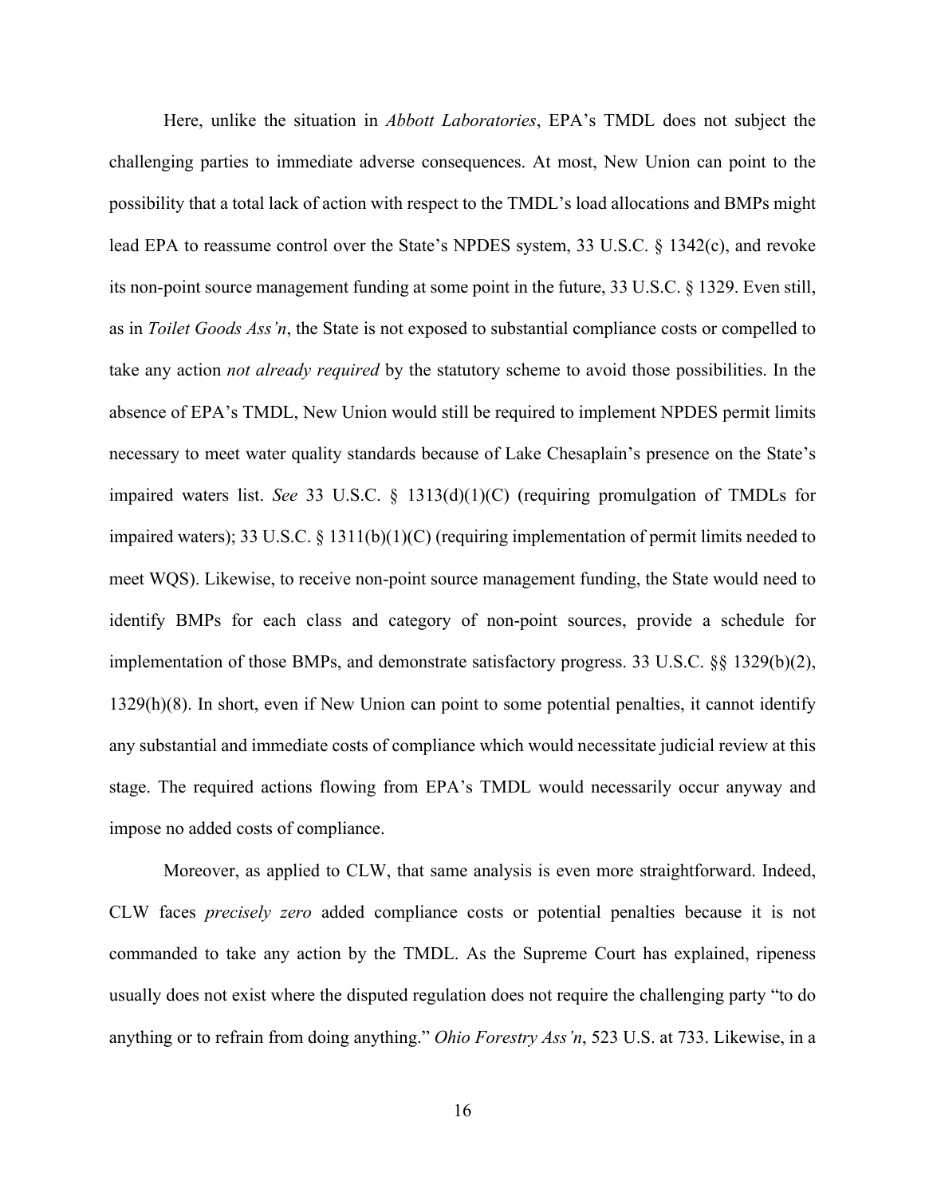Here, unlike the situation in *Abbott Laboratories*, EPA's TMDL does not subject the challenging parties to immediate adverse consequences. At most, New Union can point to the possibility that a total lack of action with respect to the TMDL's load allocations and BMPs might lead EPA to reassume control over the State's NPDES system, 33 U.S.C. § 1342(c), and revoke its non-point source management funding at some point in the future, 33 U.S.C. § 1329. Even still, as in *Toilet Goods Ass'n*, the State is not exposed to substantial compliance costs or compelled to take any action *not already required* by the statutory scheme to avoid those possibilities. In the absence of EPA's TMDL, New Union would still be required to implement NPDES permit limits necessary to meet water quality standards because of Lake Chesaplain's presence on the State's impaired waters list. *See* 33 U.S.C. § 1313(d)(1)(C) (requiring promulgation of TMDLs for impaired waters); 33 U.S.C. § 1311(b)(1)(C) (requiring implementation of permit limits needed to meet WQS). Likewise, to receive non-point source management funding, the State would need to identify BMPs for each class and category of non-point sources, provide a schedule for implementation of those BMPs, and demonstrate satisfactory progress. 33 U.S.C. §§ 1329(b)(2), 1329(h)(8). In short, even if New Union can point to some potential penalties, it cannot identify any substantial and immediate costs of compliance which would necessitate judicial review at this stage. The required actions flowing from EPA's TMDL would necessarily occur anyway and impose no added costs of compliance.

Moreover, as applied to CLW, that same analysis is even more straightforward. Indeed, CLW faces *precisely zero* added compliance costs or potential penalties because it is not commanded to take any action by the TMDL. As the Supreme Court has explained, ripeness usually does not exist where the disputed regulation does not require the challenging party "to do anything or to refrain from doing anything." *Ohio Forestry Ass'n*, 523 U.S. at 733. Likewise, in a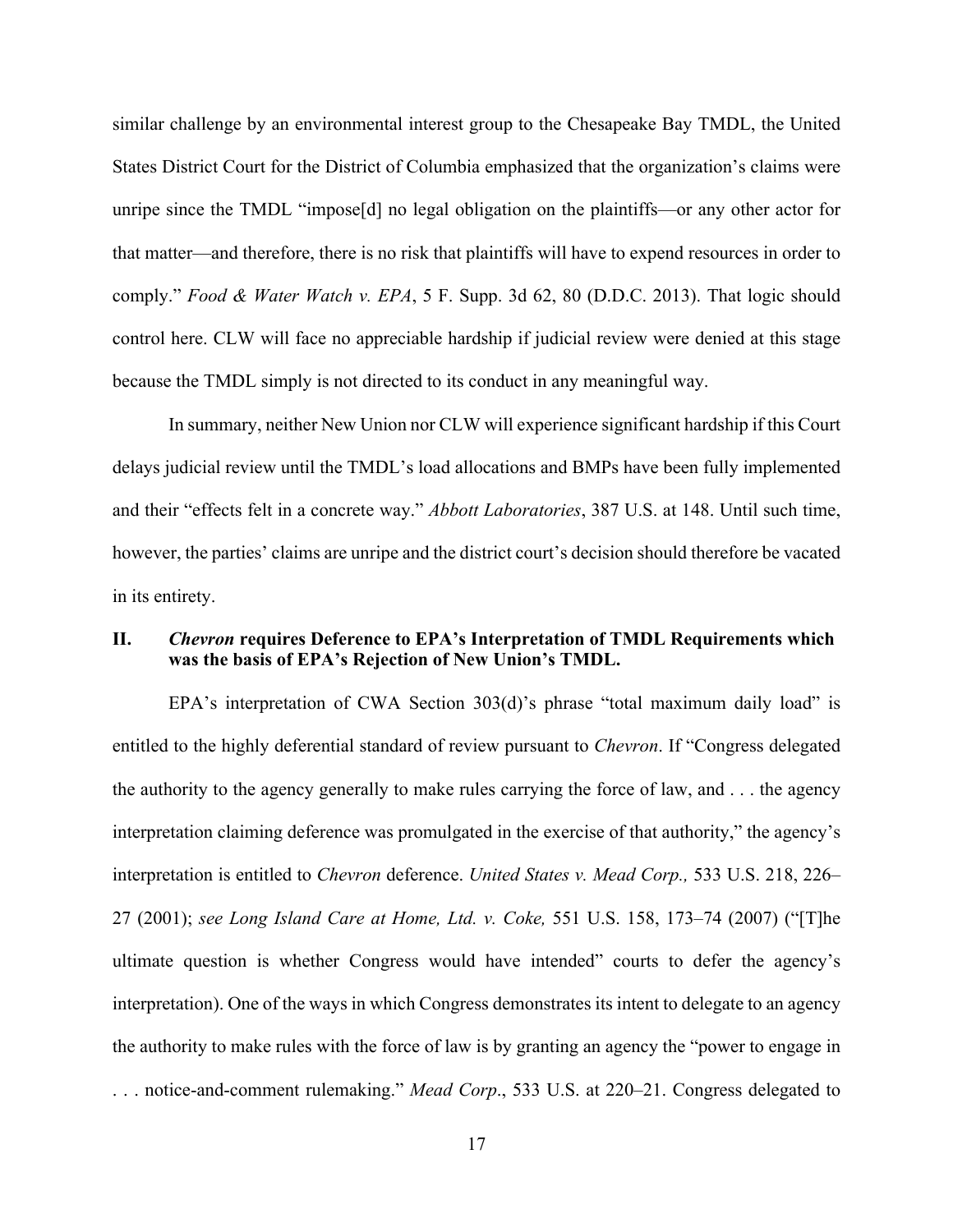similar challenge by an environmental interest group to the Chesapeake Bay TMDL, the United States District Court for the District of Columbia emphasized that the organization's claims were unripe since the TMDL "impose[d] no legal obligation on the plaintiffs—or any other actor for that matter—and therefore, there is no risk that plaintiffs will have to expend resources in order to comply." *Food & Water Watch v. EPA*, 5 F. Supp. 3d 62, 80 (D.D.C. 2013). That logic should control here. CLW will face no appreciable hardship if judicial review were denied at this stage because the TMDL simply is not directed to its conduct in any meaningful way.

In summary, neither New Union nor CLW will experience significant hardship if this Court delays judicial review until the TMDL's load allocations and BMPs have been fully implemented and their "effects felt in a concrete way." *Abbott Laboratories*, 387 U.S. at 148. Until such time, however, the parties' claims are unripe and the district court's decision should therefore be vacated in its entirety.

## II. *Chevron* requires Deference to EPA's Interpretation of TMDL Requirements which was the basis of EPA's Rejection of New Union's TMDL.

EPA's interpretation of CWA Section 303(d)'s phrase "total maximum daily load" is entitled to the highly deferential standard of review pursuant to *Chevron*. If "Congress delegated the authority to the agency generally to make rules carrying the force of law, and . . . the agency interpretation claiming deference was promulgated in the exercise of that authority," the agency's interpretation is entitled to *Chevron* deference. *United States v. Mead Corp.,* 533 U.S. 218, 226–27 (2001); *see Long Island Care at Home, Ltd. v. Coke,* 551 U.S. 158, 173–74 (2007) ("[T]he ultimate question is whether Congress would have intended" courts to defer the agency's interpretation). One of the ways in which Congress demonstrates its intent to delegate to an agency the authority to make rules with the force of law is by granting an agency the "power to engage in . . . notice-and-comment rulemaking." *Mead Corp*., 533 U.S. at 220–21. Congress delegated to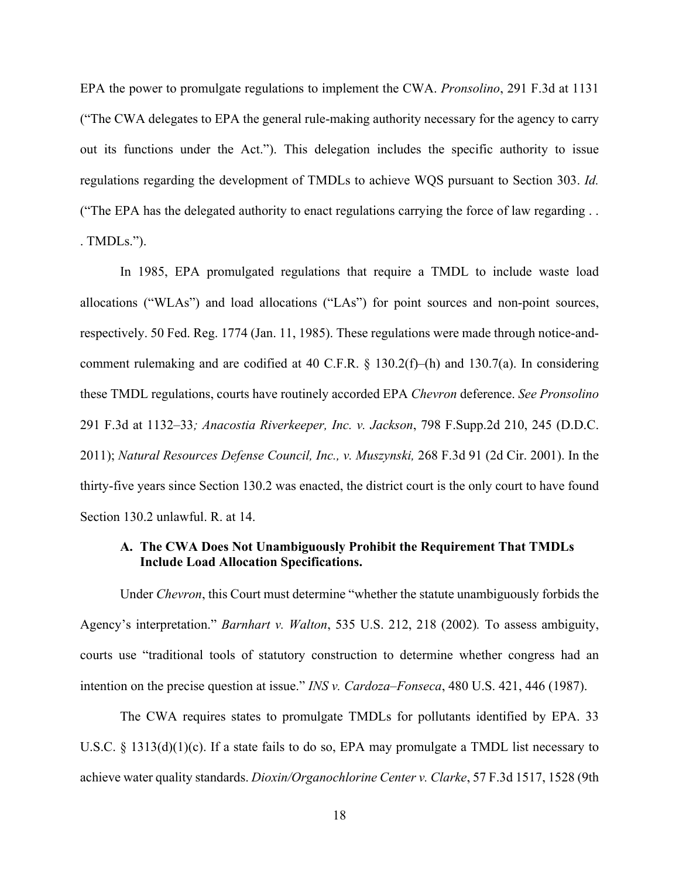EPA the power to promulgate regulations to implement the CWA. *Pronsolino*, 291 F.3d at 1131 ("The CWA delegates to EPA the general rule-making authority necessary for the agency to carry out its functions under the Act."). This delegation includes the specific authority to issue regulations regarding the development of TMDLs to achieve WQS pursuant to Section 303. *Id.* ("The EPA has the delegated authority to enact regulations carrying the force of law regarding . . . TMDLs.").

In 1985, EPA promulgated regulations that require a TMDL to include waste load allocations ("WLAs") and load allocations ("LAs") for point sources and non-point sources, respectively. 50 Fed. Reg. 1774 (Jan. 11, 1985). These regulations were made through notice-and-comment rulemaking and are codified at 40 C.F.R. § 130.2(f)–(h) and 130.7(a). In considering these TMDL regulations, courts have routinely accorded EPA *Chevron* deference. *See Pronsolino* 291 F.3d at 1132–33*; Anacostia Riverkeeper, Inc. v. Jackson*, 798 F.Supp.2d 210, 245 (D.D.C. 2011); *Natural Resources Defense Council, Inc., v. Muszynski,* 268 F.3d 91 (2d Cir. 2001). In the thirty-five years since Section 130.2 was enacted, the district court is the only court to have found Section 130.2 unlawful. R. at 14.

### A. The CWA Does Not Unambiguously Prohibit the Requirement That TMDLs Include Load Allocation Specifications.

Under *Chevron*, this Court must determine "whether the statute unambiguously forbids the Agency's interpretation." *Barnhart v. Walton*, 535 U.S. 212, 218 (2002)*.* To assess ambiguity, courts use "traditional tools of statutory construction to determine whether congress had an intention on the precise question at issue." *INS v. Cardoza–Fonseca*, 480 U.S. 421, 446 (1987).

The CWA requires states to promulgate TMDLs for pollutants identified by EPA. 33 U.S.C. § 1313(d)(1)(c). If a state fails to do so, EPA may promulgate a TMDL list necessary to achieve water quality standards. *Dioxin/Organochlorine Center v. Clarke*, 57 F.3d 1517, 1528 (9th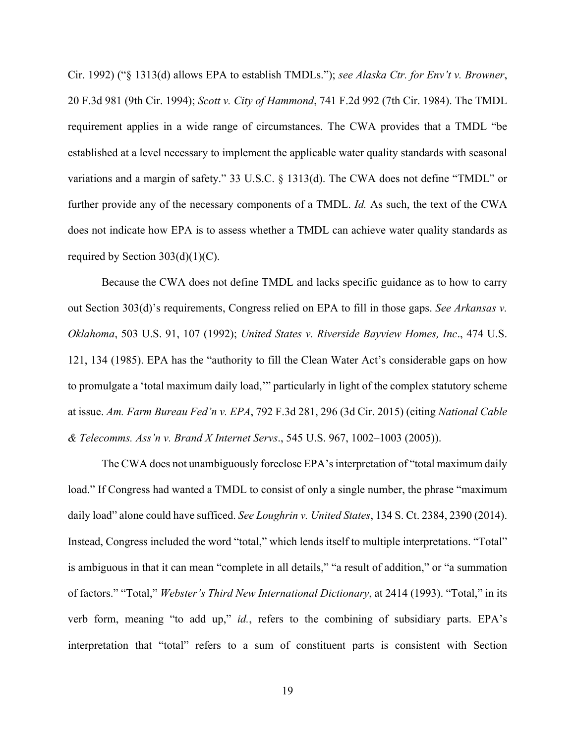Cir. 1992) ("§ 1313(d) allows EPA to establish TMDLs."); *see Alaska Ctr. for Env't v. Browner*, 20 F.3d 981 (9th Cir. 1994); *Scott v. City of Hammond*, 741 F.2d 992 (7th Cir. 1984). The TMDL requirement applies in a wide range of circumstances. The CWA provides that a TMDL "be established at a level necessary to implement the applicable water quality standards with seasonal variations and a margin of safety." 33 U.S.C. § 1313(d). The CWA does not define "TMDL" or further provide any of the necessary components of a TMDL. *Id.* As such, the text of the CWA does not indicate how EPA is to assess whether a TMDL can achieve water quality standards as required by Section 303(d)(1)(C).

Because the CWA does not define TMDL and lacks specific guidance as to how to carry out Section 303(d)'s requirements, Congress relied on EPA to fill in those gaps. *See Arkansas v. Oklahoma*, 503 U.S. 91, 107 (1992); *United States v. Riverside Bayview Homes, Inc*., 474 U.S. 121, 134 (1985). EPA has the "authority to fill the Clean Water Act's considerable gaps on how to promulgate a 'total maximum daily load,'" particularly in light of the complex statutory scheme at issue. *Am. Farm Bureau Fed'n v. EPA*, 792 F.3d 281, 296 (3d Cir. 2015) (citing *National Cable & Telecomms. Ass'n v. Brand X Internet Servs*., 545 U.S. 967, 1002–1003 (2005)).

The CWA does not unambiguously foreclose EPA's interpretation of "total maximum daily load." If Congress had wanted a TMDL to consist of only a single number, the phrase "maximum daily load" alone could have sufficed. *See Loughrin v. United States*, 134 S. Ct. 2384, 2390 (2014). Instead, Congress included the word "total," which lends itself to multiple interpretations. "Total" is ambiguous in that it can mean "complete in all details," "a result of addition," or "a summation of factors." "Total," *Webster's Third New International Dictionary*, at 2414 (1993). "Total," in its verb form, meaning "to add up," *id.*, refers to the combining of subsidiary parts. EPA's interpretation that "total" refers to a sum of constituent parts is consistent with Section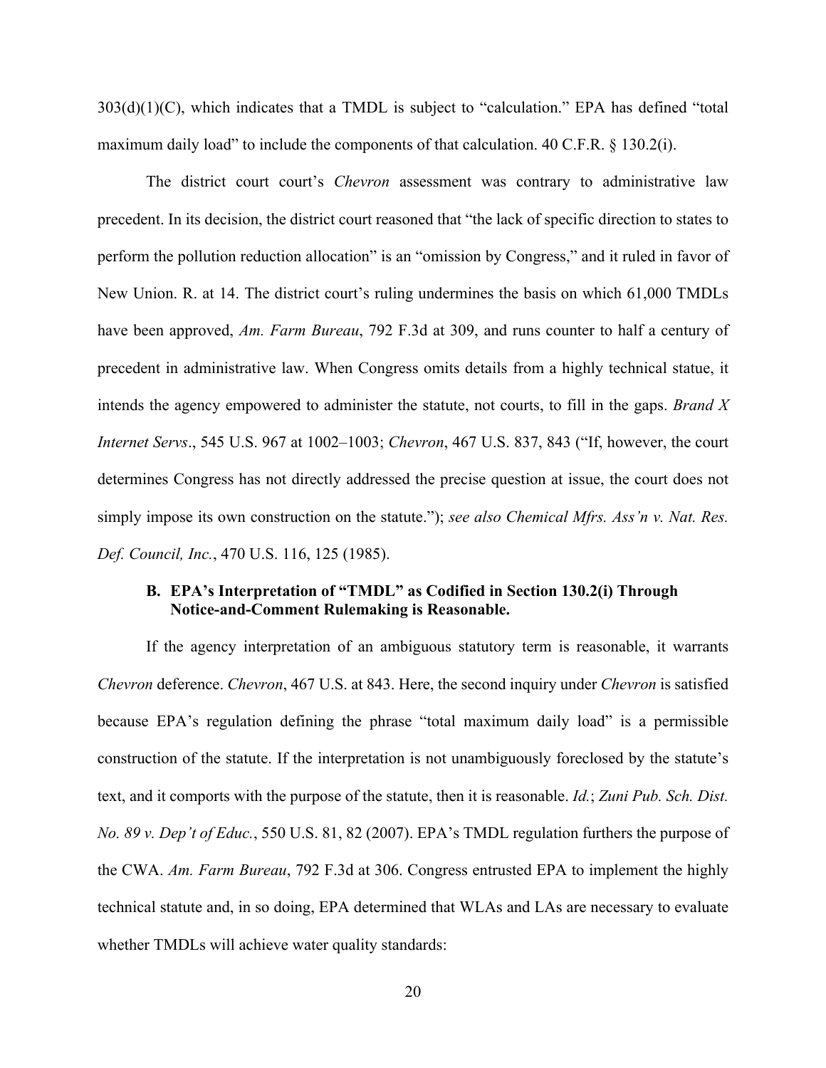303(d)(1)(C), which indicates that a TMDL is subject to "calculation." EPA has defined "total maximum daily load" to include the components of that calculation. 40 C.F.R. § 130.2(i).

The district court court's *Chevron* assessment was contrary to administrative law precedent. In its decision, the district court reasoned that "the lack of specific direction to states to perform the pollution reduction allocation" is an "omission by Congress," and it ruled in favor of New Union. R. at 14. The district court's ruling undermines the basis on which 61,000 TMDLs have been approved, *Am. Farm Bureau*, 792 F.3d at 309, and runs counter to half a century of precedent in administrative law. When Congress omits details from a highly technical statue, it intends the agency empowered to administer the statute, not courts, to fill in the gaps. *Brand X Internet Servs*., 545 U.S. 967 at 1002–1003; *Chevron*, 467 U.S. 837, 843 ("If, however, the court determines Congress has not directly addressed the precise question at issue, the court does not simply impose its own construction on the statute."); *see also Chemical Mfrs. Ass'n v. Nat. Res. Def. Council, Inc.*, 470 U.S. 116, 125 (1985).

### B. EPA's Interpretation of "TMDL" as Codified in Section 130.2(i) Through Notice-and-Comment Rulemaking is Reasonable.

If the agency interpretation of an ambiguous statutory term is reasonable, it warrants *Chevron* deference. *Chevron*, 467 U.S. at 843. Here, the second inquiry under *Chevron* is satisfied because EPA's regulation defining the phrase "total maximum daily load" is a permissible construction of the statute. If the interpretation is not unambiguously foreclosed by the statute's text, and it comports with the purpose of the statute, then it is reasonable. *Id.*; *Zuni Pub. Sch. Dist. No. 89 v. Dep't of Educ.*, 550 U.S. 81, 82 (2007). EPA's TMDL regulation furthers the purpose of the CWA. *Am. Farm Bureau*, 792 F.3d at 306. Congress entrusted EPA to implement the highly technical statute and, in so doing, EPA determined that WLAs and LAs are necessary to evaluate whether TMDLs will achieve water quality standards: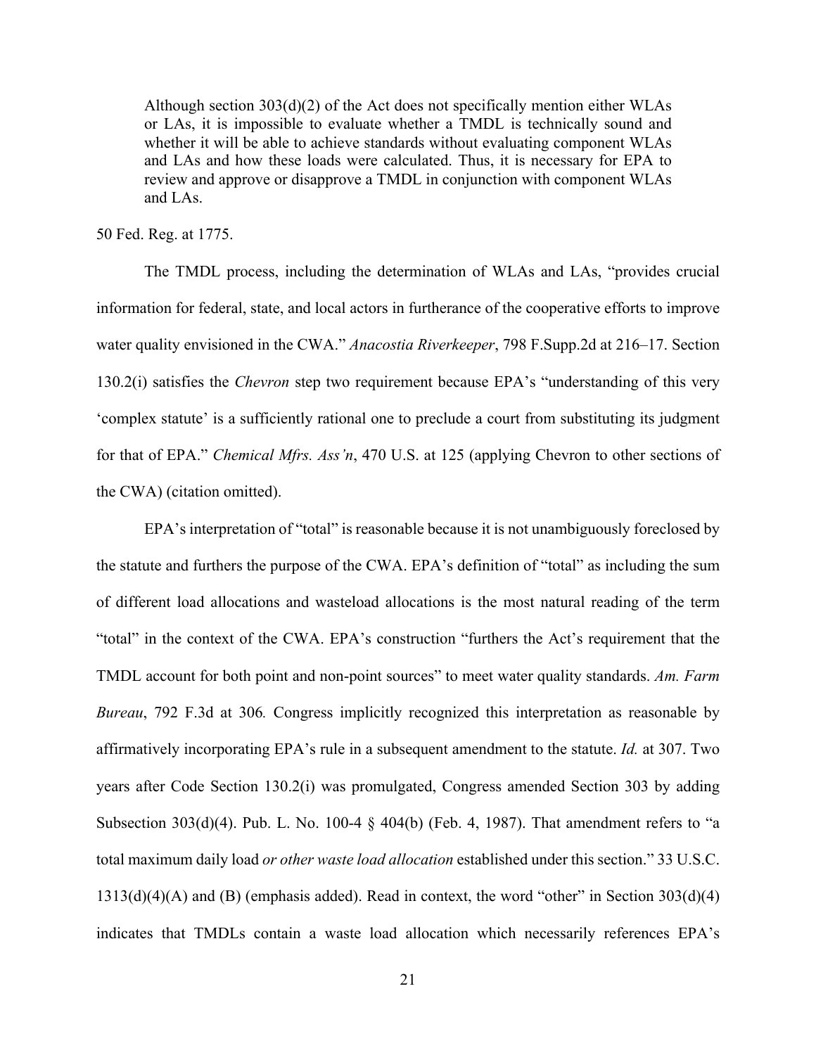> Although section 303(d)(2) of the Act does not specifically mention either WLAs or LAs, it is impossible to evaluate whether a TMDL is technically sound and whether it will be able to achieve standards without evaluating component WLAs and LAs and how these loads were calculated. Thus, it is necessary for EPA to review and approve or disapprove a TMDL in conjunction with component WLAs and LAs.

50 Fed. Reg. at 1775.

The TMDL process, including the determination of WLAs and LAs, "provides crucial information for federal, state, and local actors in furtherance of the cooperative efforts to improve water quality envisioned in the CWA." *Anacostia Riverkeeper*, 798 F.Supp.2d at 216–17. Section 130.2(i) satisfies the *Chevron* step two requirement because EPA's "understanding of this very 'complex statute' is a sufficiently rational one to preclude a court from substituting its judgment for that of EPA." *Chemical Mfrs. Ass'n*, 470 U.S. at 125 (applying Chevron to other sections of the CWA) (citation omitted).

EPA's interpretation of "total" is reasonable because it is not unambiguously foreclosed by the statute and furthers the purpose of the CWA. EPA's definition of "total" as including the sum of different load allocations and wasteload allocations is the most natural reading of the term "total" in the context of the CWA. EPA's construction "furthers the Act's requirement that the TMDL account for both point and non-point sources" to meet water quality standards. *Am. Farm Bureau*, 792 F.3d at 306*.* Congress implicitly recognized this interpretation as reasonable by affirmatively incorporating EPA's rule in a subsequent amendment to the statute. *Id.* at 307. Two years after Code Section 130.2(i) was promulgated, Congress amended Section 303 by adding Subsection 303(d)(4). Pub. L. No. 100-4 § 404(b) (Feb. 4, 1987). That amendment refers to "a total maximum daily load *or other waste load allocation* established under this section." 33 U.S.C. 1313(d)(4)(A) and (B) (emphasis added). Read in context, the word "other" in Section 303(d)(4) indicates that TMDLs contain a waste load allocation which necessarily references EPA's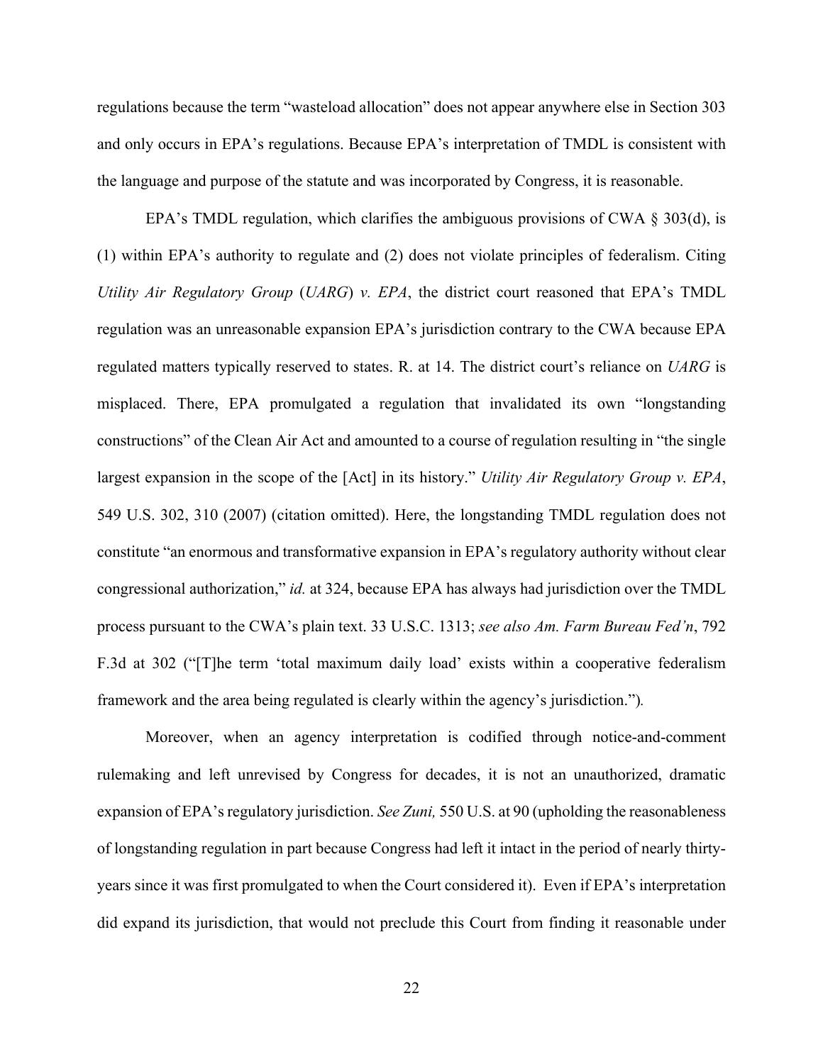regulations because the term "wasteload allocation" does not appear anywhere else in Section 303 and only occurs in EPA's regulations. Because EPA's interpretation of TMDL is consistent with the language and purpose of the statute and was incorporated by Congress, it is reasonable.

EPA's TMDL regulation, which clarifies the ambiguous provisions of CWA § 303(d), is (1) within EPA's authority to regulate and (2) does not violate principles of federalism. Citing *Utility Air Regulatory Group* (*UARG*) *v. EPA*, the district court reasoned that EPA's TMDL regulation was an unreasonable expansion EPA's jurisdiction contrary to the CWA because EPA regulated matters typically reserved to states. R. at 14. The district court's reliance on *UARG* is misplaced. There, EPA promulgated a regulation that invalidated its own "longstanding constructions" of the Clean Air Act and amounted to a course of regulation resulting in "the single largest expansion in the scope of the [Act] in its history." *Utility Air Regulatory Group v. EPA*, 549 U.S. 302, 310 (2007) (citation omitted). Here, the longstanding TMDL regulation does not constitute "an enormous and transformative expansion in EPA's regulatory authority without clear congressional authorization," *id.* at 324, because EPA has always had jurisdiction over the TMDL process pursuant to the CWA's plain text. 33 U.S.C. 1313; *see also Am. Farm Bureau Fed'n*, 792 F.3d at 302 ("[T]he term 'total maximum daily load' exists within a cooperative federalism framework and the area being regulated is clearly within the agency's jurisdiction.").

Moreover, when an agency interpretation is codified through notice-and-comment rulemaking and left unrevised by Congress for decades, it is not an unauthorized, dramatic expansion of EPA's regulatory jurisdiction. *See Zuni,* 550 U.S. at 90 (upholding the reasonableness of longstanding regulation in part because Congress had left it intact in the period of nearly thirty-years since it was first promulgated to when the Court considered it). Even if EPA's interpretation did expand its jurisdiction, that would not preclude this Court from finding it reasonable under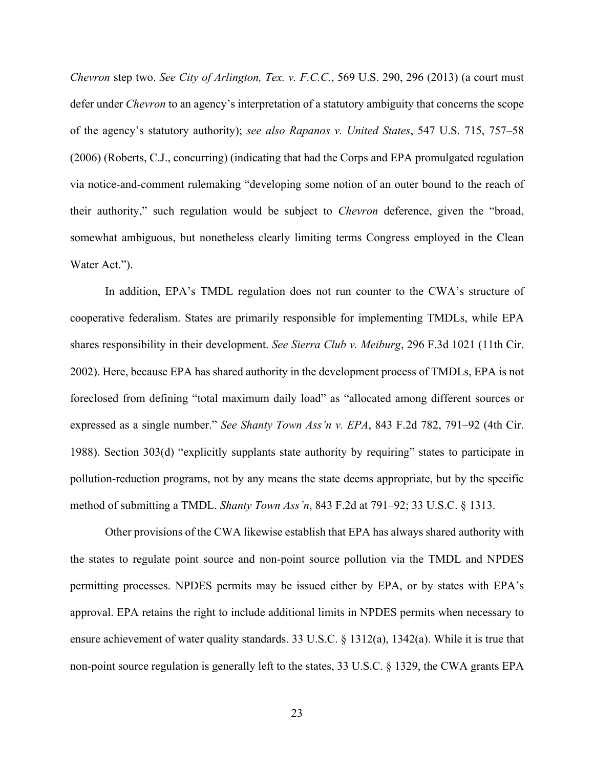*Chevron* step two. *See City of Arlington, Tex. v. F.C.C.*, 569 U.S. 290, 296 (2013) (a court must defer under *Chevron* to an agency's interpretation of a statutory ambiguity that concerns the scope of the agency's statutory authority); *see also Rapanos v. United States*, 547 U.S. 715, 757–58 (2006) (Roberts, C.J., concurring) (indicating that had the Corps and EPA promulgated regulation via notice-and-comment rulemaking "developing some notion of an outer bound to the reach of their authority," such regulation would be subject to *Chevron* deference, given the "broad, somewhat ambiguous, but nonetheless clearly limiting terms Congress employed in the Clean Water Act.").

In addition, EPA's TMDL regulation does not run counter to the CWA's structure of cooperative federalism. States are primarily responsible for implementing TMDLs, while EPA shares responsibility in their development. *See Sierra Club v. Meiburg*, 296 F.3d 1021 (11th Cir. 2002). Here, because EPA has shared authority in the development process of TMDLs, EPA is not foreclosed from defining "total maximum daily load" as "allocated among different sources or expressed as a single number." *See Shanty Town Ass'n v. EPA*, 843 F.2d 782, 791–92 (4th Cir. 1988). Section 303(d) "explicitly supplants state authority by requiring" states to participate in pollution-reduction programs, not by any means the state deems appropriate, but by the specific method of submitting a TMDL. *Shanty Town Ass'n*, 843 F.2d at 791–92; 33 U.S.C. § 1313.

Other provisions of the CWA likewise establish that EPA has always shared authority with the states to regulate point source and non-point source pollution via the TMDL and NPDES permitting processes. NPDES permits may be issued either by EPA, or by states with EPA's approval. EPA retains the right to include additional limits in NPDES permits when necessary to ensure achievement of water quality standards. 33 U.S.C. § 1312(a), 1342(a). While it is true that non-point source regulation is generally left to the states, 33 U.S.C. § 1329, the CWA grants EPA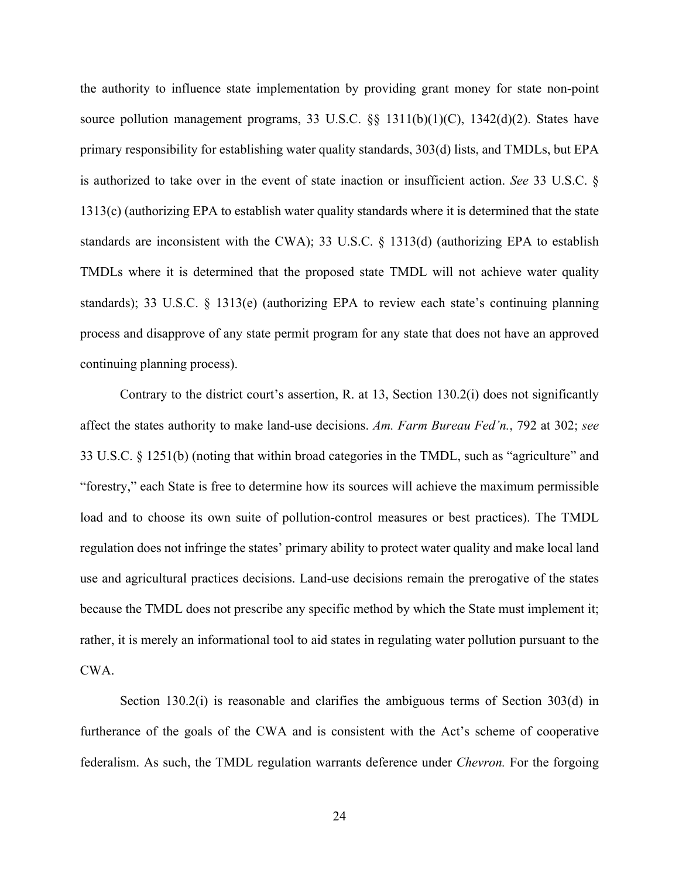the authority to influence state implementation by providing grant money for state non-point source pollution management programs, 33 U.S.C. §§ 1311(b)(1)(C), 1342(d)(2). States have primary responsibility for establishing water quality standards, 303(d) lists, and TMDLs, but EPA is authorized to take over in the event of state inaction or insufficient action. *See* 33 U.S.C. § 1313(c) (authorizing EPA to establish water quality standards where it is determined that the state standards are inconsistent with the CWA); 33 U.S.C. § 1313(d) (authorizing EPA to establish TMDLs where it is determined that the proposed state TMDL will not achieve water quality standards); 33 U.S.C. § 1313(e) (authorizing EPA to review each state's continuing planning process and disapprove of any state permit program for any state that does not have an approved continuing planning process).

Contrary to the district court's assertion, R. at 13, Section 130.2(i) does not significantly affect the states authority to make land-use decisions. *Am. Farm Bureau Fed'n.*, 792 at 302; *see* 33 U.S.C. § 1251(b) (noting that within broad categories in the TMDL, such as "agriculture" and "forestry," each State is free to determine how its sources will achieve the maximum permissible load and to choose its own suite of pollution-control measures or best practices). The TMDL regulation does not infringe the states' primary ability to protect water quality and make local land use and agricultural practices decisions. Land-use decisions remain the prerogative of the states because the TMDL does not prescribe any specific method by which the State must implement it; rather, it is merely an informational tool to aid states in regulating water pollution pursuant to the CWA.

Section 130.2(i) is reasonable and clarifies the ambiguous terms of Section 303(d) in furtherance of the goals of the CWA and is consistent with the Act's scheme of cooperative federalism. As such, the TMDL regulation warrants deference under *Chevron.* For the forgoing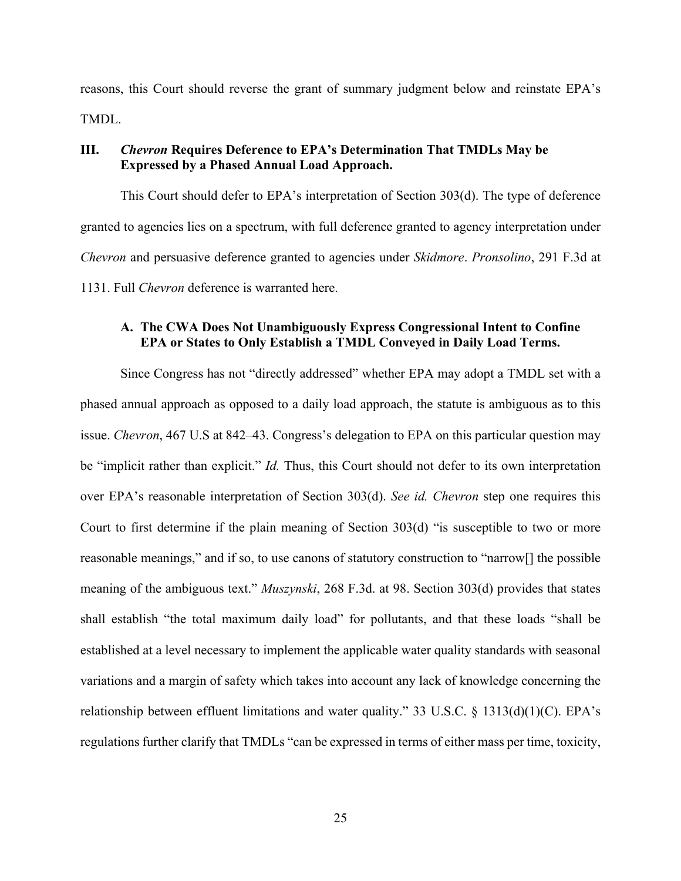reasons, this Court should reverse the grant of summary judgment below and reinstate EPA's TMDL.

### III. *Chevron* Requires Deference to EPA's Determination That TMDLs May be Expressed by a Phased Annual Load Approach.

This Court should defer to EPA's interpretation of Section 303(d). The type of deference granted to agencies lies on a spectrum, with full deference granted to agency interpretation under *Chevron* and persuasive deference granted to agencies under *Skidmore*. *Pronsolino*, 291 F.3d at 1131. Full *Chevron* deference is warranted here.

#### A. The CWA Does Not Unambiguously Express Congressional Intent to Confine EPA or States to Only Establish a TMDL Conveyed in Daily Load Terms.

Since Congress has not "directly addressed" whether EPA may adopt a TMDL set with a phased annual approach as opposed to a daily load approach, the statute is ambiguous as to this issue. *Chevron*, 467 U.S at 842–43. Congress's delegation to EPA on this particular question may be "implicit rather than explicit." *Id.* Thus, this Court should not defer to its own interpretation over EPA's reasonable interpretation of Section 303(d). *See id. Chevron* step one requires this Court to first determine if the plain meaning of Section 303(d) "is susceptible to two or more reasonable meanings," and if so, to use canons of statutory construction to "narrow[] the possible meaning of the ambiguous text." *Muszynski*, 268 F.3d. at 98. Section 303(d) provides that states shall establish "the total maximum daily load" for pollutants, and that these loads "shall be established at a level necessary to implement the applicable water quality standards with seasonal variations and a margin of safety which takes into account any lack of knowledge concerning the relationship between effluent limitations and water quality." 33 U.S.C. § 1313(d)(1)(C). EPA's regulations further clarify that TMDLs "can be expressed in terms of either mass per time, toxicity,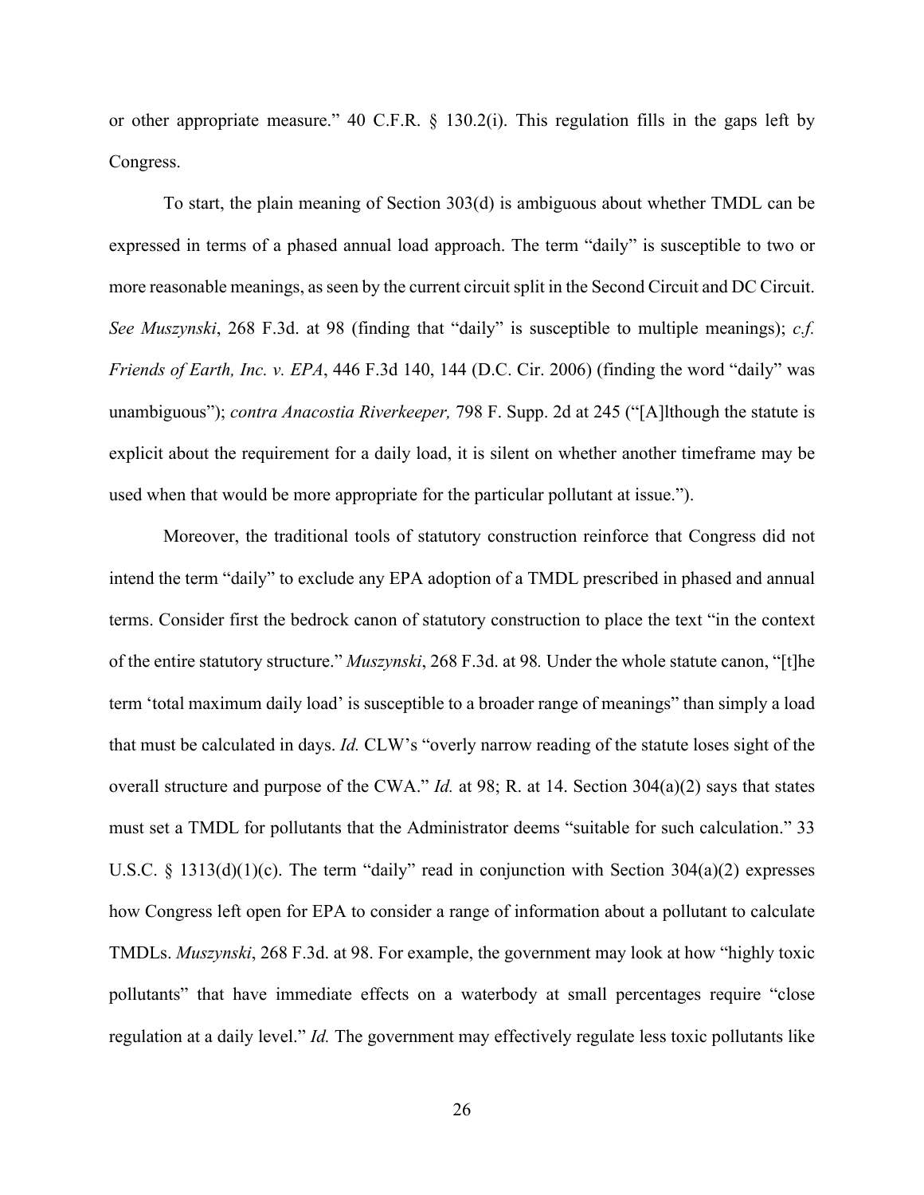or other appropriate measure." 40 C.F.R. § 130.2(i). This regulation fills in the gaps left by Congress.

To start, the plain meaning of Section 303(d) is ambiguous about whether TMDL can be expressed in terms of a phased annual load approach. The term "daily" is susceptible to two or more reasonable meanings, as seen by the current circuit split in the Second Circuit and DC Circuit. *See Muszynski*, 268 F.3d. at 98 (finding that "daily" is susceptible to multiple meanings); *c.f. Friends of Earth, Inc. v. EPA*, 446 F.3d 140, 144 (D.C. Cir. 2006) (finding the word "daily" was unambiguous"); *contra Anacostia Riverkeeper,* 798 F. Supp. 2d at 245 ("[A]lthough the statute is explicit about the requirement for a daily load, it is silent on whether another timeframe may be used when that would be more appropriate for the particular pollutant at issue.").

Moreover, the traditional tools of statutory construction reinforce that Congress did not intend the term "daily" to exclude any EPA adoption of a TMDL prescribed in phased and annual terms. Consider first the bedrock canon of statutory construction to place the text "in the context of the entire statutory structure." *Muszynski*, 268 F.3d. at 98*.* Under the whole statute canon, "[t]he term 'total maximum daily load' is susceptible to a broader range of meanings" than simply a load that must be calculated in days. *Id.* CLW's "overly narrow reading of the statute loses sight of the overall structure and purpose of the CWA." *Id.* at 98; R. at 14. Section 304(a)(2) says that states must set a TMDL for pollutants that the Administrator deems "suitable for such calculation." 33 U.S.C. § 1313(d)(1)(c). The term "daily" read in conjunction with Section 304(a)(2) expresses how Congress left open for EPA to consider a range of information about a pollutant to calculate TMDLs. *Muszynski*, 268 F.3d. at 98. For example, the government may look at how "highly toxic pollutants" that have immediate effects on a waterbody at small percentages require "close regulation at a daily level." *Id.* The government may effectively regulate less toxic pollutants like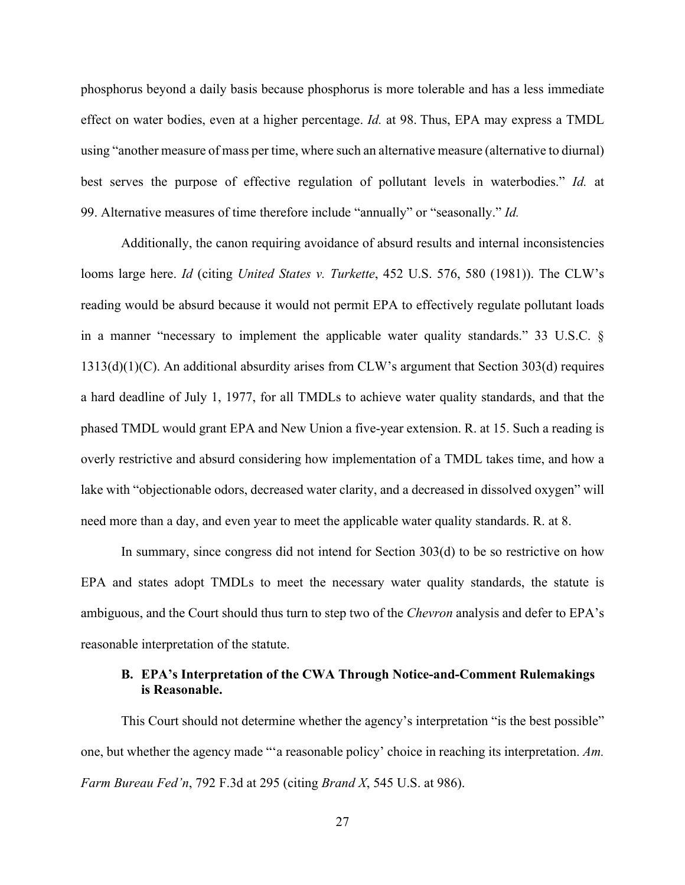phosphorus beyond a daily basis because phosphorus is more tolerable and has a less immediate effect on water bodies, even at a higher percentage. *Id.* at 98. Thus, EPA may express a TMDL using "another measure of mass per time, where such an alternative measure (alternative to diurnal) best serves the purpose of effective regulation of pollutant levels in waterbodies." *Id.* at 99. Alternative measures of time therefore include "annually" or "seasonally." *Id.*

Additionally, the canon requiring avoidance of absurd results and internal inconsistencies looms large here. *Id* (citing *United States v. Turkette*, 452 U.S. 576, 580 (1981)). The CLW's reading would be absurd because it would not permit EPA to effectively regulate pollutant loads in a manner "necessary to implement the applicable water quality standards." 33 U.S.C. § 1313(d)(1)(C). An additional absurdity arises from CLW's argument that Section 303(d) requires a hard deadline of July 1, 1977, for all TMDLs to achieve water quality standards, and that the phased TMDL would grant EPA and New Union a five-year extension. R. at 15. Such a reading is overly restrictive and absurd considering how implementation of a TMDL takes time, and how a lake with "objectionable odors, decreased water clarity, and a decreased in dissolved oxygen" will need more than a day, and even year to meet the applicable water quality standards. R. at 8.

In summary, since congress did not intend for Section 303(d) to be so restrictive on how EPA and states adopt TMDLs to meet the necessary water quality standards, the statute is ambiguous, and the Court should thus turn to step two of the *Chevron* analysis and defer to EPA's reasonable interpretation of the statute.

### B. EPA's Interpretation of the CWA Through Notice-and-Comment Rulemakings is Reasonable.

This Court should not determine whether the agency's interpretation "is the best possible" one, but whether the agency made "'a reasonable policy' choice in reaching its interpretation. *Am. Farm Bureau Fed'n*, 792 F.3d at 295 (citing *Brand X*, 545 U.S. at 986).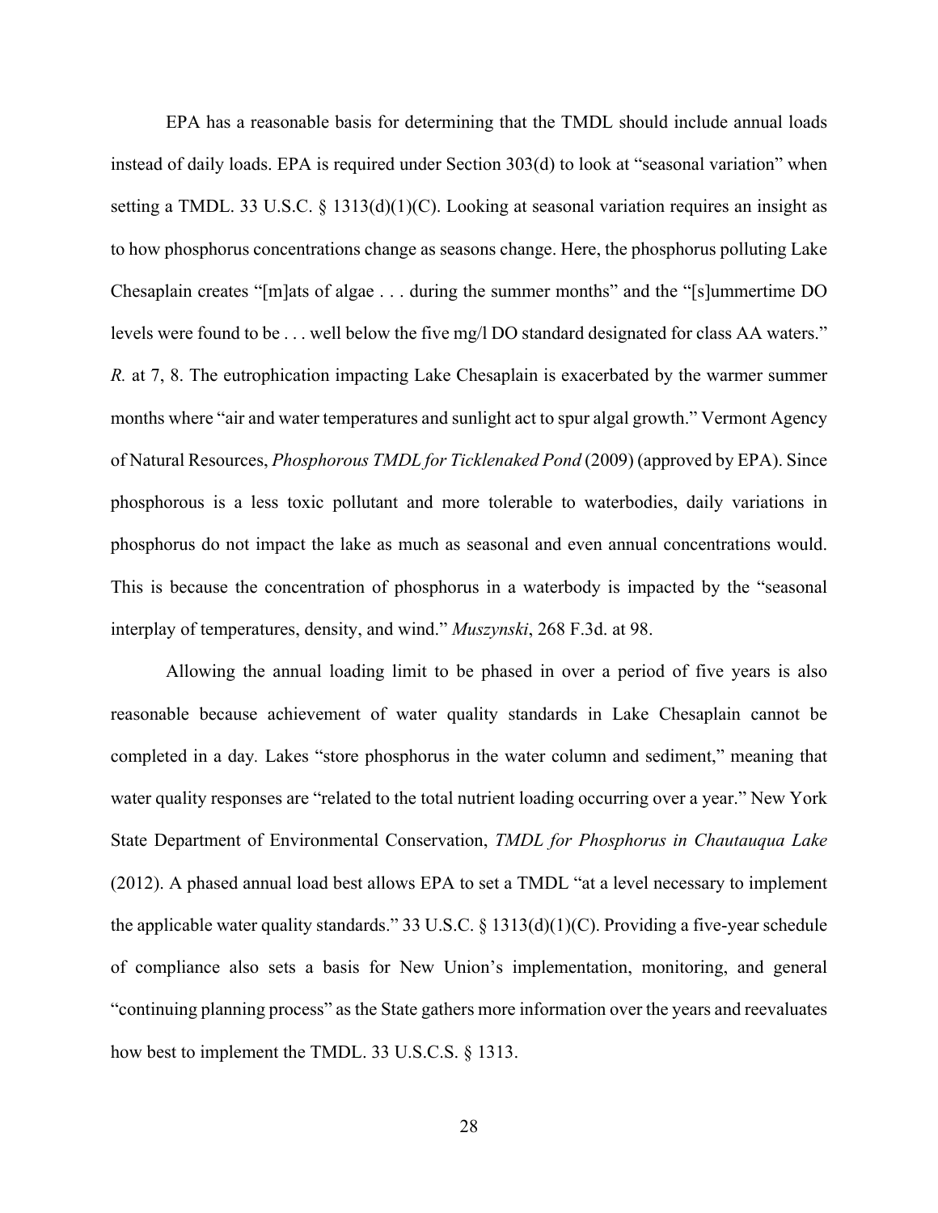EPA has a reasonable basis for determining that the TMDL should include annual loads instead of daily loads. EPA is required under Section 303(d) to look at "seasonal variation" when setting a TMDL. 33 U.S.C. § 1313(d)(1)(C). Looking at seasonal variation requires an insight as to how phosphorus concentrations change as seasons change. Here, the phosphorus polluting Lake Chesaplain creates "[m]ats of algae . . . during the summer months" and the "[s]ummertime DO levels were found to be . . . well below the five mg/l DO standard designated for class AA waters." *R.* at 7, 8. The eutrophication impacting Lake Chesaplain is exacerbated by the warmer summer months where "air and water temperatures and sunlight act to spur algal growth." Vermont Agency of Natural Resources, *Phosphorous TMDL for Ticklenaked Pond* (2009) (approved by EPA). Since phosphorous is a less toxic pollutant and more tolerable to waterbodies, daily variations in phosphorus do not impact the lake as much as seasonal and even annual concentrations would. This is because the concentration of phosphorus in a waterbody is impacted by the "seasonal interplay of temperatures, density, and wind." *Muszynski*, 268 F.3d. at 98.

Allowing the annual loading limit to be phased in over a period of five years is also reasonable because achievement of water quality standards in Lake Chesaplain cannot be completed in a day. Lakes "store phosphorus in the water column and sediment," meaning that water quality responses are "related to the total nutrient loading occurring over a year." New York State Department of Environmental Conservation, *TMDL for Phosphorus in Chautauqua Lake* (2012). A phased annual load best allows EPA to set a TMDL "at a level necessary to implement the applicable water quality standards." 33 U.S.C. § 1313(d)(1)(C). Providing a five-year schedule of compliance also sets a basis for New Union's implementation, monitoring, and general "continuing planning process" as the State gathers more information over the years and reevaluates how best to implement the TMDL. 33 U.S.C.S. § 1313.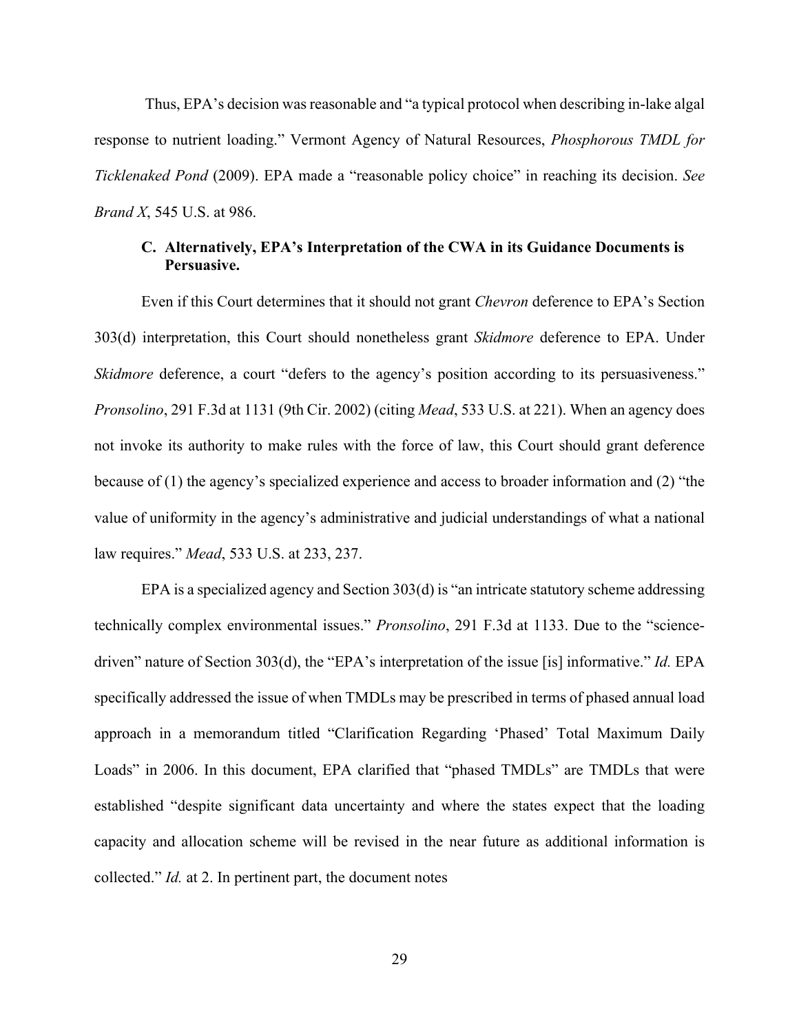Thus, EPA's decision was reasonable and "a typical protocol when describing in-lake algal response to nutrient loading." Vermont Agency of Natural Resources, *Phosphorous TMDL for Ticklenaked Pond* (2009). EPA made a "reasonable policy choice" in reaching its decision. *See Brand X*, 545 U.S. at 986.

### C. Alternatively, EPA's Interpretation of the CWA in its Guidance Documents is Persuasive.

Even if this Court determines that it should not grant *Chevron* deference to EPA's Section 303(d) interpretation, this Court should nonetheless grant *Skidmore* deference to EPA. Under *Skidmore* deference, a court "defers to the agency's position according to its persuasiveness." *Pronsolino*, 291 F.3d at 1131 (9th Cir. 2002) (citing *Mead*, 533 U.S. at 221). When an agency does not invoke its authority to make rules with the force of law, this Court should grant deference because of (1) the agency's specialized experience and access to broader information and (2) "the value of uniformity in the agency's administrative and judicial understandings of what a national law requires." *Mead*, 533 U.S. at 233, 237.

EPA is a specialized agency and Section 303(d) is "an intricate statutory scheme addressing technically complex environmental issues." *Pronsolino*, 291 F.3d at 1133. Due to the "science-driven" nature of Section 303(d), the "EPA's interpretation of the issue [is] informative." *Id.* EPA specifically addressed the issue of when TMDLs may be prescribed in terms of phased annual load approach in a memorandum titled "Clarification Regarding 'Phased' Total Maximum Daily Loads" in 2006. In this document, EPA clarified that "phased TMDLs" are TMDLs that were established "despite significant data uncertainty and where the states expect that the loading capacity and allocation scheme will be revised in the near future as additional information is collected." *Id.* at 2. In pertinent part, the document notes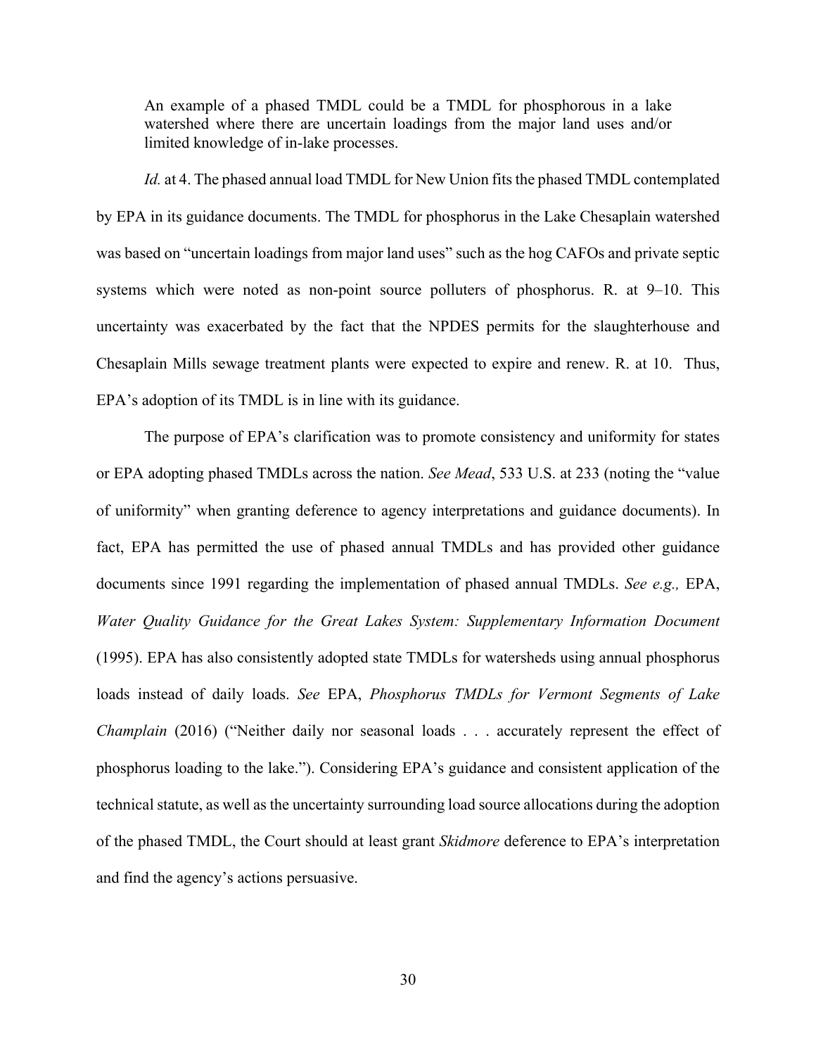> An example of a phased TMDL could be a TMDL for phosphorous in a lake watershed where there are uncertain loadings from the major land uses and/or limited knowledge of in-lake processes.

*Id.* at 4. The phased annual load TMDL for New Union fits the phased TMDL contemplated by EPA in its guidance documents. The TMDL for phosphorus in the Lake Chesaplain watershed was based on "uncertain loadings from major land uses" such as the hog CAFOs and private septic systems which were noted as non-point source polluters of phosphorus. R. at 9–10. This uncertainty was exacerbated by the fact that the NPDES permits for the slaughterhouse and Chesaplain Mills sewage treatment plants were expected to expire and renew. R. at 10. Thus, EPA's adoption of its TMDL is in line with its guidance.

The purpose of EPA's clarification was to promote consistency and uniformity for states or EPA adopting phased TMDLs across the nation. *See Mead*, 533 U.S. at 233 (noting the "value of uniformity" when granting deference to agency interpretations and guidance documents). In fact, EPA has permitted the use of phased annual TMDLs and has provided other guidance documents since 1991 regarding the implementation of phased annual TMDLs. *See e.g.,* EPA, *Water Quality Guidance for the Great Lakes System: Supplementary Information Document* (1995). EPA has also consistently adopted state TMDLs for watersheds using annual phosphorus loads instead of daily loads. *See* EPA, *Phosphorus TMDLs for Vermont Segments of Lake Champlain* (2016) ("Neither daily nor seasonal loads . . . accurately represent the effect of phosphorus loading to the lake."). Considering EPA's guidance and consistent application of the technical statute, as well as the uncertainty surrounding load source allocations during the adoption of the phased TMDL, the Court should at least grant *Skidmore* deference to EPA's interpretation and find the agency's actions persuasive.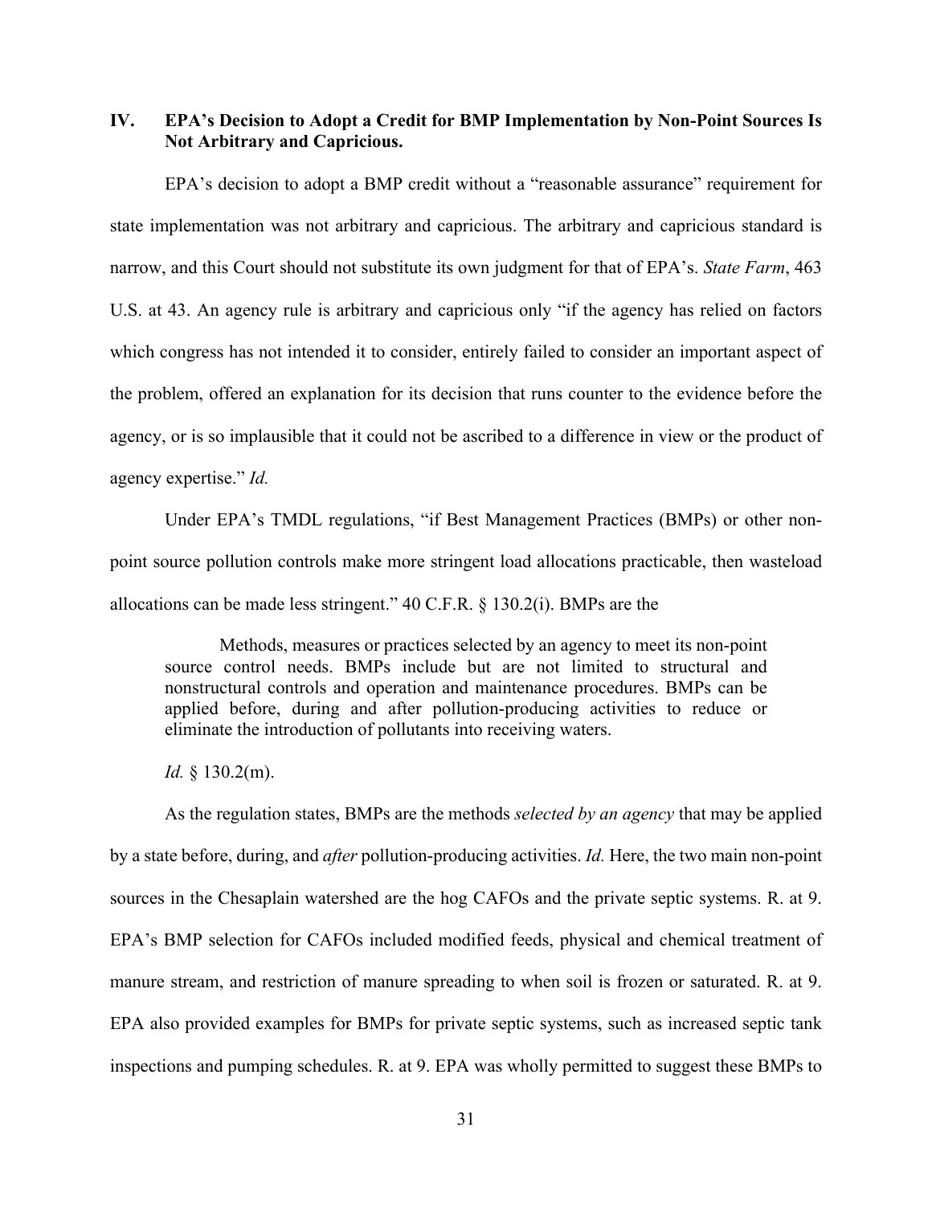## IV. EPA's Decision to Adopt a Credit for BMP Implementation by Non-Point Sources Is Not Arbitrary and Capricious.

EPA's decision to adopt a BMP credit without a "reasonable assurance" requirement for state implementation was not arbitrary and capricious. The arbitrary and capricious standard is narrow, and this Court should not substitute its own judgment for that of EPA's. *State Farm*, 463 U.S. at 43. An agency rule is arbitrary and capricious only "if the agency has relied on factors which congress has not intended it to consider, entirely failed to consider an important aspect of the problem, offered an explanation for its decision that runs counter to the evidence before the agency, or is so implausible that it could not be ascribed to a difference in view or the product of agency expertise." *Id.*

Under EPA's TMDL regulations, "if Best Management Practices (BMPs) or other non-point source pollution controls make more stringent load allocations practicable, then wasteload allocations can be made less stringent." 40 C.F.R. § 130.2(i). BMPs are the

> Methods, measures or practices selected by an agency to meet its non-point source control needs. BMPs include but are not limited to structural and nonstructural controls and operation and maintenance procedures. BMPs can be applied before, during and after pollution-producing activities to reduce or eliminate the introduction of pollutants into receiving waters.

*Id.* § 130.2(m).

As the regulation states, BMPs are the methods *selected by an agency* that may be applied by a state before, during, and *after* pollution-producing activities. *Id.* Here, the two main non-point sources in the Chesaplain watershed are the hog CAFOs and the private septic systems. R. at 9. EPA's BMP selection for CAFOs included modified feeds, physical and chemical treatment of manure stream, and restriction of manure spreading to when soil is frozen or saturated. R. at 9. EPA also provided examples for BMPs for private septic systems, such as increased septic tank inspections and pumping schedules. R. at 9. EPA was wholly permitted to suggest these BMPs to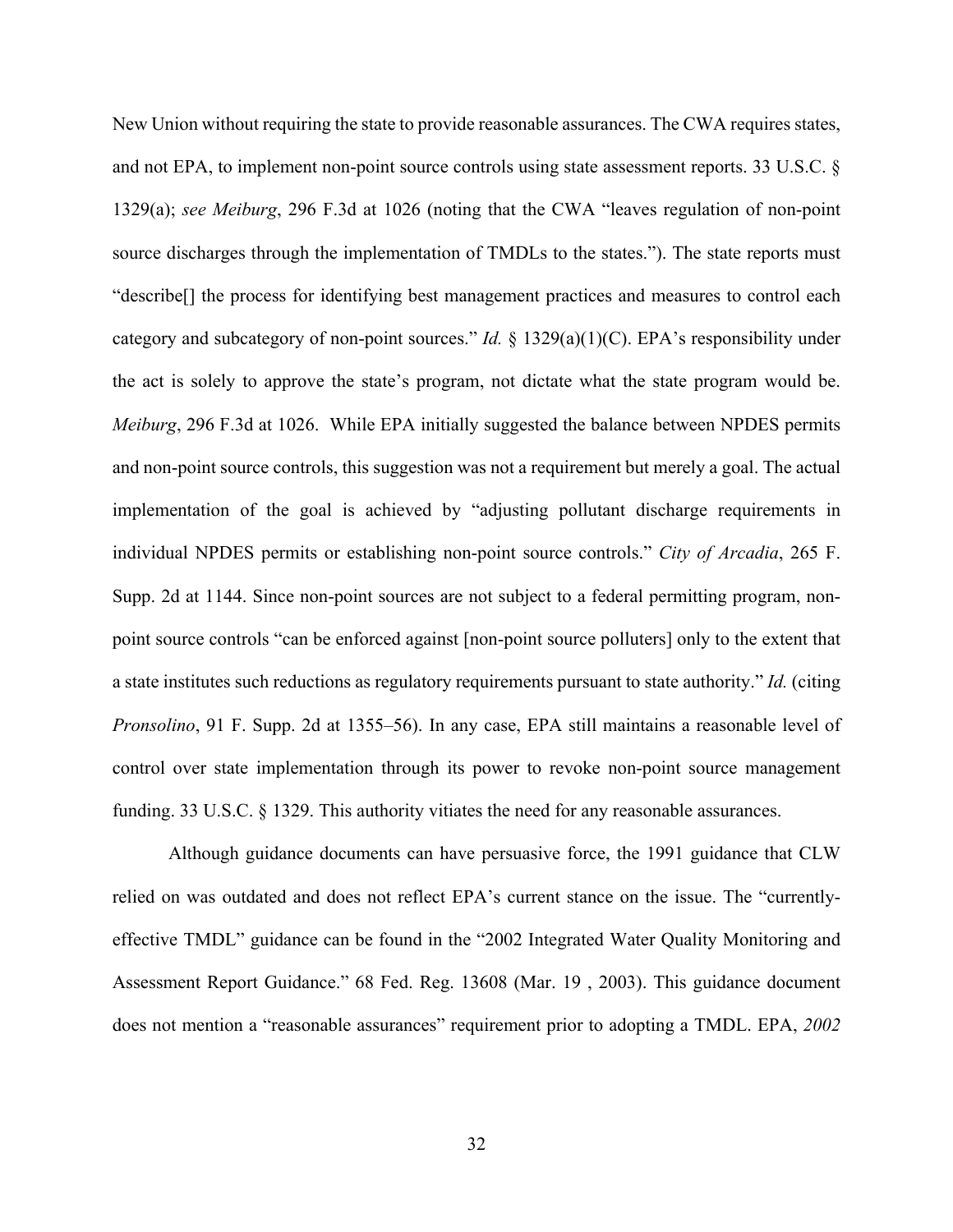New Union without requiring the state to provide reasonable assurances. The CWA requires states, and not EPA, to implement non-point source controls using state assessment reports. 33 U.S.C. § 1329(a); *see Meiburg*, 296 F.3d at 1026 (noting that the CWA "leaves regulation of non-point source discharges through the implementation of TMDLs to the states."). The state reports must "describe[] the process for identifying best management practices and measures to control each category and subcategory of non-point sources." *Id.* § 1329(a)(1)(C). EPA's responsibility under the act is solely to approve the state's program, not dictate what the state program would be. *Meiburg*, 296 F.3d at 1026. While EPA initially suggested the balance between NPDES permits and non-point source controls, this suggestion was not a requirement but merely a goal. The actual implementation of the goal is achieved by "adjusting pollutant discharge requirements in individual NPDES permits or establishing non-point source controls." *City of Arcadia*, 265 F. Supp. 2d at 1144. Since non-point sources are not subject to a federal permitting program, non-point source controls "can be enforced against [non-point source polluters] only to the extent that a state institutes such reductions as regulatory requirements pursuant to state authority." *Id.* (citing *Pronsolino*, 91 F. Supp. 2d at 1355–56). In any case, EPA still maintains a reasonable level of control over state implementation through its power to revoke non-point source management funding. 33 U.S.C. § 1329. This authority vitiates the need for any reasonable assurances.

Although guidance documents can have persuasive force, the 1991 guidance that CLW relied on was outdated and does not reflect EPA's current stance on the issue. The "currently-effective TMDL" guidance can be found in the "2002 Integrated Water Quality Monitoring and Assessment Report Guidance." 68 Fed. Reg. 13608 (Mar. 19 , 2003). This guidance document does not mention a "reasonable assurances" requirement prior to adopting a TMDL. EPA, *2002*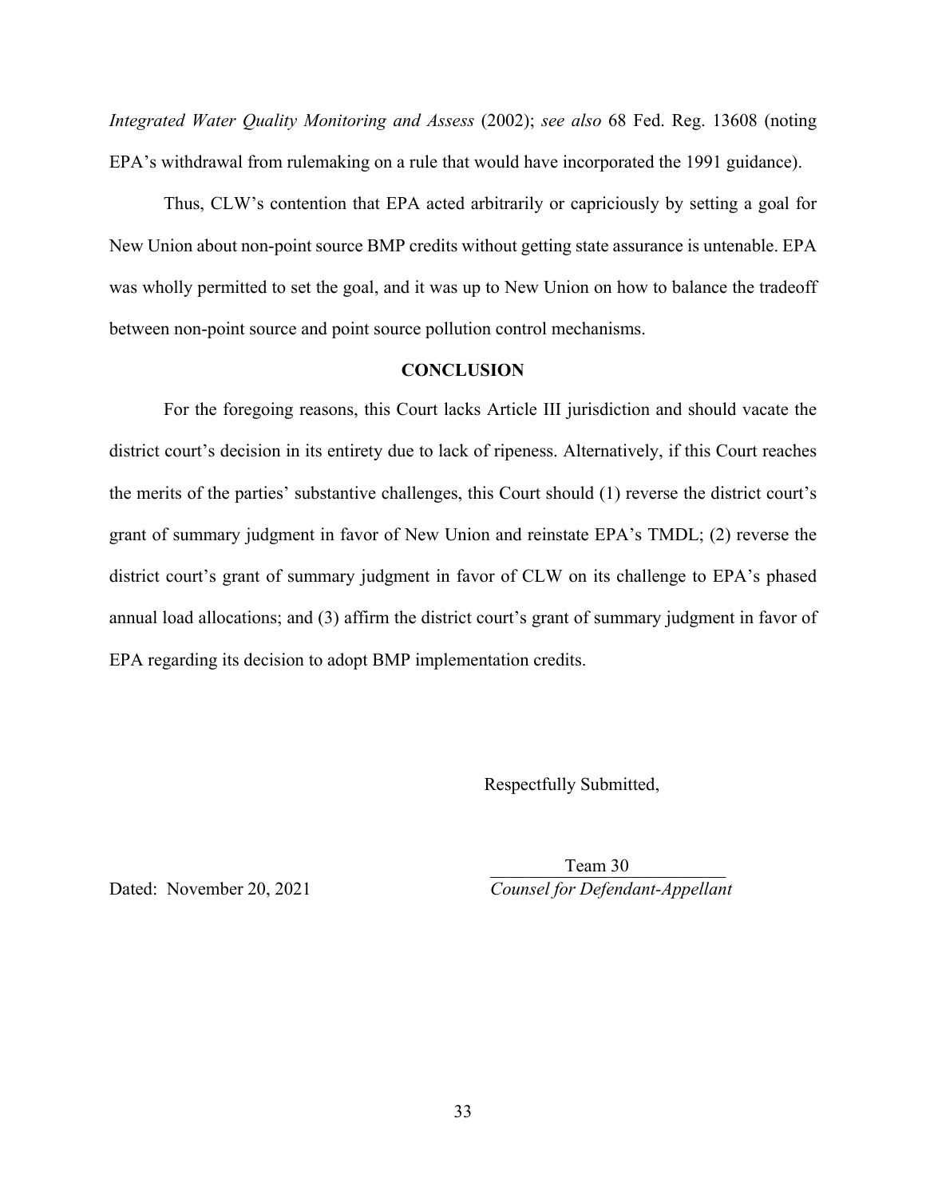*Integrated Water Quality Monitoring and Assess* (2002); *see also* 68 Fed. Reg. 13608 (noting EPA's withdrawal from rulemaking on a rule that would have incorporated the 1991 guidance).

Thus, CLW's contention that EPA acted arbitrarily or capriciously by setting a goal for New Union about non-point source BMP credits without getting state assurance is untenable. EPA was wholly permitted to set the goal, and it was up to New Union on how to balance the tradeoff between non-point source and point source pollution control mechanisms.

**CONCLUSION**

For the foregoing reasons, this Court lacks Article III jurisdiction and should vacate the district court's decision in its entirety due to lack of ripeness. Alternatively, if this Court reaches the merits of the parties' substantive challenges, this Court should (1) reverse the district court's grant of summary judgment in favor of New Union and reinstate EPA's TMDL; (2) reverse the district court's grant of summary judgment in favor of CLW on its challenge to EPA's phased annual load allocations; and (3) affirm the district court's grant of summary judgment in favor of EPA regarding its decision to adopt BMP implementation credits.

Respectfully Submitted,

Team 30

Dated: November 20, 2021

*Counsel for Defendant-Appellant*